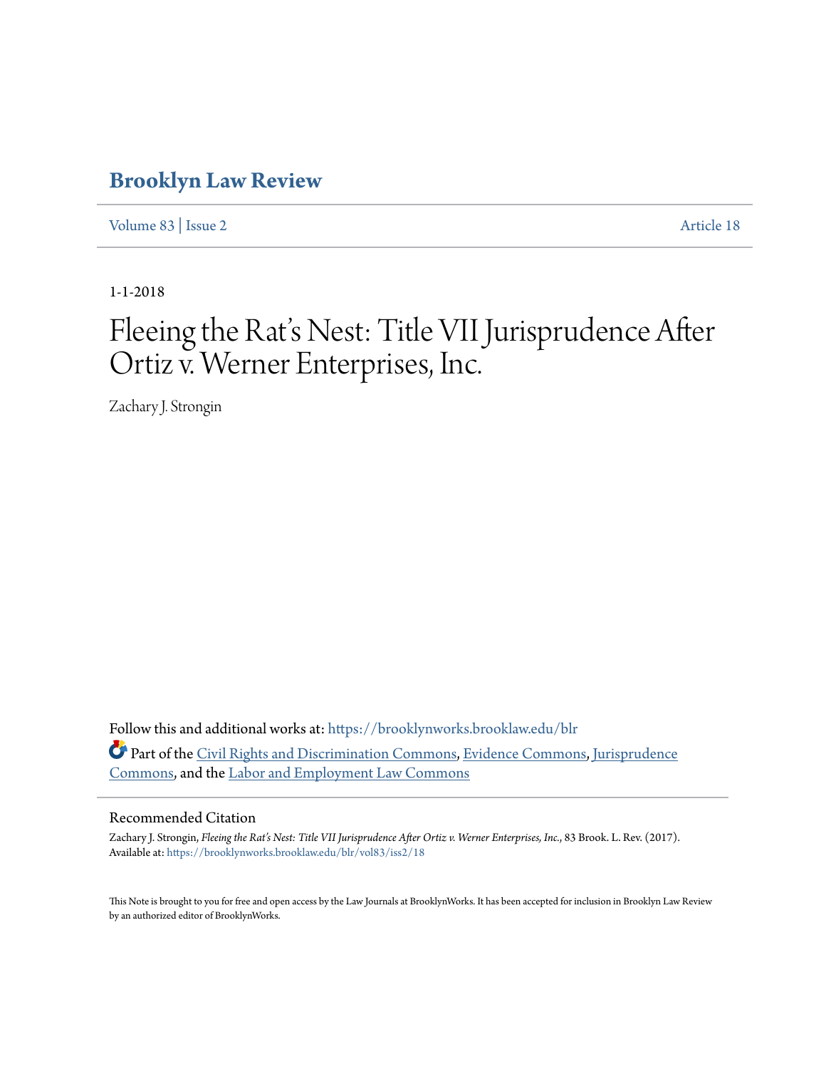# Brooklyn Law Review

Volume 83 | Issue 2 Article 18

1-1-2018

# Fleeing the Rat's Nest: Title VII Jurisprudence After Ortiz v. Werner Enterprises, Inc.

Zachary J. Strongin

Follow this and additional works at: https://brooklynworks.brooklaw.edu/blr

Part of the Civil Rights and Discrimination Commons, Evidence Commons, Jurisprudence Commons, and the Labor and Employment Law Commons

## Recommended Citation

Zachary J. Strongin, *Fleeing the Rat's Nest: Title VII Jurisprudence After Ortiz v. Werner Enterprises, Inc.*, 83 Brook. L. Rev. (2017).
Available at: https://brooklynworks.brooklaw.edu/blr/vol83/iss2/18

This Note is brought to you for free and open access by the Law Journals at BrooklynWorks. It has been accepted for inclusion in Brooklyn Law Review by an authorized editor of BrooklynWorks.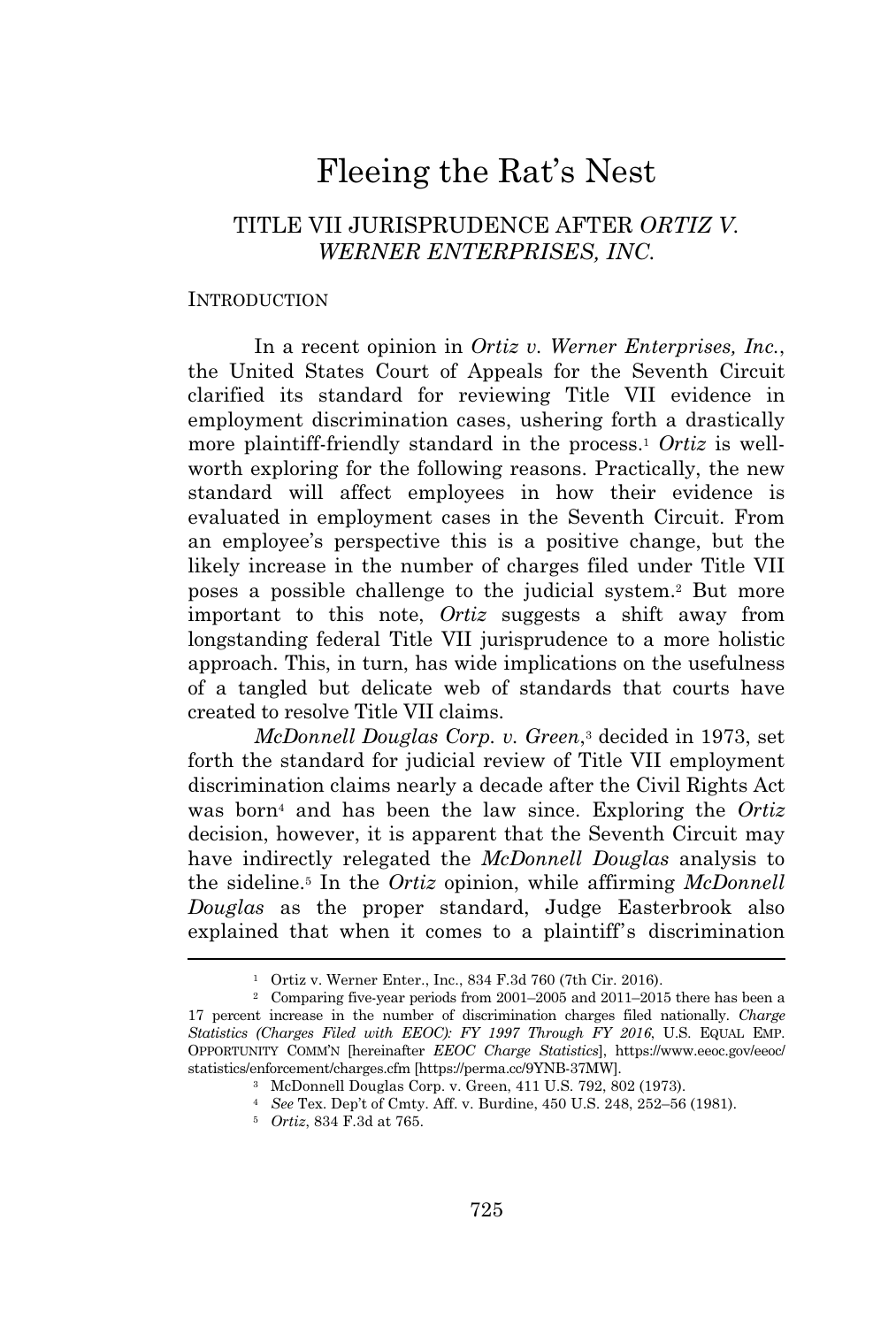# Fleeing the Rat's Nest

## TITLE VII JURISPRUDENCE AFTER *ORTIZ V. WERNER ENTERPRISES, INC.*

### INTRODUCTION

In a recent opinion in *Ortiz v. Werner Enterprises, Inc.*, the United States Court of Appeals for the Seventh Circuit clarified its standard for reviewing Title VII evidence in employment discrimination cases, ushering forth a drastically more plaintiff-friendly standard in the process.[1] *Ortiz* is well-worth exploring for the following reasons. Practically, the new standard will affect employees in how their evidence is evaluated in employment cases in the Seventh Circuit. From an employee's perspective this is a positive change, but the likely increase in the number of charges filed under Title VII poses a possible challenge to the judicial system.[2] But more important to this note, *Ortiz* suggests a shift away from longstanding federal Title VII jurisprudence to a more holistic approach. This, in turn, has wide implications on the usefulness of a tangled but delicate web of standards that courts have created to resolve Title VII claims.

*McDonnell Douglas Corp. v. Green*,[3] decided in 1973, set forth the standard for judicial review of Title VII employment discrimination claims nearly a decade after the Civil Rights Act was born[4] and has been the law since. Exploring the *Ortiz* decision, however, it is apparent that the Seventh Circuit may have indirectly relegated the *McDonnell Douglas* analysis to the sideline.[5] In the *Ortiz* opinion, while affirming *McDonnell Douglas* as the proper standard, Judge Easterbrook also explained that when it comes to a plaintiff's discrimination

---

[1] Ortiz v. Werner Enter., Inc., 834 F.3d 760 (7th Cir. 2016).

[2] Comparing five-year periods from 2001–2005 and 2011–2015 there has been a 17 percent increase in the number of discrimination charges filed nationally. *Charge Statistics (Charges Filed with EEOC): FY 1997 Through FY 2016*, U.S. EQUAL EMP. OPPORTUNITY COMM'N [hereinafter *EEOC Charge Statistics*], https://www.eeoc.gov/eeoc/statistics/enforcement/charges.cfm [https://perma.cc/9YNB-37MW].

[3] McDonnell Douglas Corp. v. Green, 411 U.S. 792, 802 (1973).

[4] *See* Tex. Dep't of Cmty. Aff. v. Burdine, 450 U.S. 248, 252–56 (1981).

[5] *Ortiz*, 834 F.3d at 765.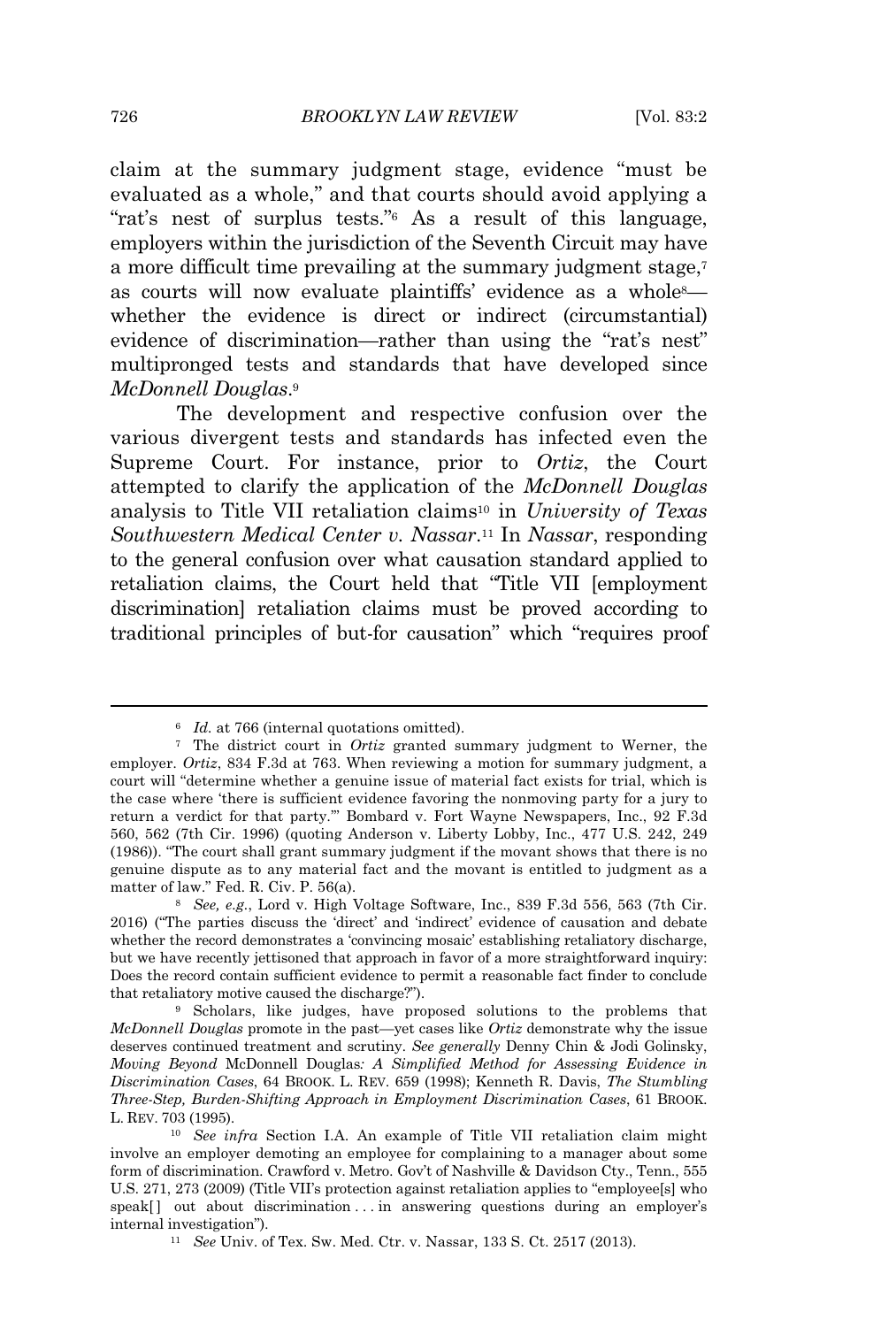claim at the summary judgment stage, evidence "must be evaluated as a whole," and that courts should avoid applying a "rat's nest of surplus tests."[6] As a result of this language, employers within the jurisdiction of the Seventh Circuit may have a more difficult time prevailing at the summary judgment stage,[7] as courts will now evaluate plaintiffs' evidence as a whole[8]—whether the evidence is direct or indirect (circumstantial) evidence of discrimination—rather than using the "rat's nest" multipronged tests and standards that have developed since *McDonnell Douglas*.[9]

The development and respective confusion over the various divergent tests and standards has infected even the Supreme Court. For instance, prior to *Ortiz*, the Court attempted to clarify the application of the *McDonnell Douglas* analysis to Title VII retaliation claims[10] in *University of Texas Southwestern Medical Center v. Nassar*.[11] In *Nassar*, responding to the general confusion over what causation standard applied to retaliation claims, the Court held that "Title VII [employment discrimination] retaliation claims must be proved according to traditional principles of but-for causation" which "requires proof

---

[6] *Id.* at 766 (internal quotations omitted).

[7] The district court in *Ortiz* granted summary judgment to Werner, the employer. *Ortiz*, 834 F.3d at 763. When reviewing a motion for summary judgment, a court will "determine whether a genuine issue of material fact exists for trial, which is the case where 'there is sufficient evidence favoring the nonmoving party for a jury to return a verdict for that party.'" Bombard v. Fort Wayne Newspapers, Inc., 92 F.3d 560, 562 (7th Cir. 1996) (quoting Anderson v. Liberty Lobby, Inc., 477 U.S. 242, 249 (1986)). "The court shall grant summary judgment if the movant shows that there is no genuine dispute as to any material fact and the movant is entitled to judgment as a matter of law." Fed. R. Civ. P. 56(a).

[8] *See, e.g.*, Lord v. High Voltage Software, Inc., 839 F.3d 556, 563 (7th Cir. 2016) ("The parties discuss the 'direct' and 'indirect' evidence of causation and debate whether the record demonstrates a 'convincing mosaic' establishing retaliatory discharge, but we have recently jettisoned that approach in favor of a more straightforward inquiry: Does the record contain sufficient evidence to permit a reasonable fact finder to conclude that retaliatory motive caused the discharge?").

[9] Scholars, like judges, have proposed solutions to the problems that *McDonnell Douglas* promote in the past—yet cases like *Ortiz* demonstrate why the issue deserves continued treatment and scrutiny. *See generally* Denny Chin & Jodi Golinsky, *Moving Beyond* McDonnell Douglas*: A Simplified Method for Assessing Evidence in Discrimination Cases*, 64 BROOK. L. REV. 659 (1998); Kenneth R. Davis, *The Stumbling Three-Step, Burden-Shifting Approach in Employment Discrimination Cases*, 61 BROOK. L. REV. 703 (1995).

[10] *See infra* Section I.A. An example of Title VII retaliation claim might involve an employer demoting an employee for complaining to a manager about some form of discrimination. Crawford v. Metro. Gov't of Nashville & Davidson Cty., Tenn., 555 U.S. 271, 273 (2009) (Title VII's protection against retaliation applies to "employee[s] who speak[ ] out about discrimination . . . in answering questions during an employer's internal investigation").

[11] *See* Univ. of Tex. Sw. Med. Ctr. v. Nassar, 133 S. Ct. 2517 (2013).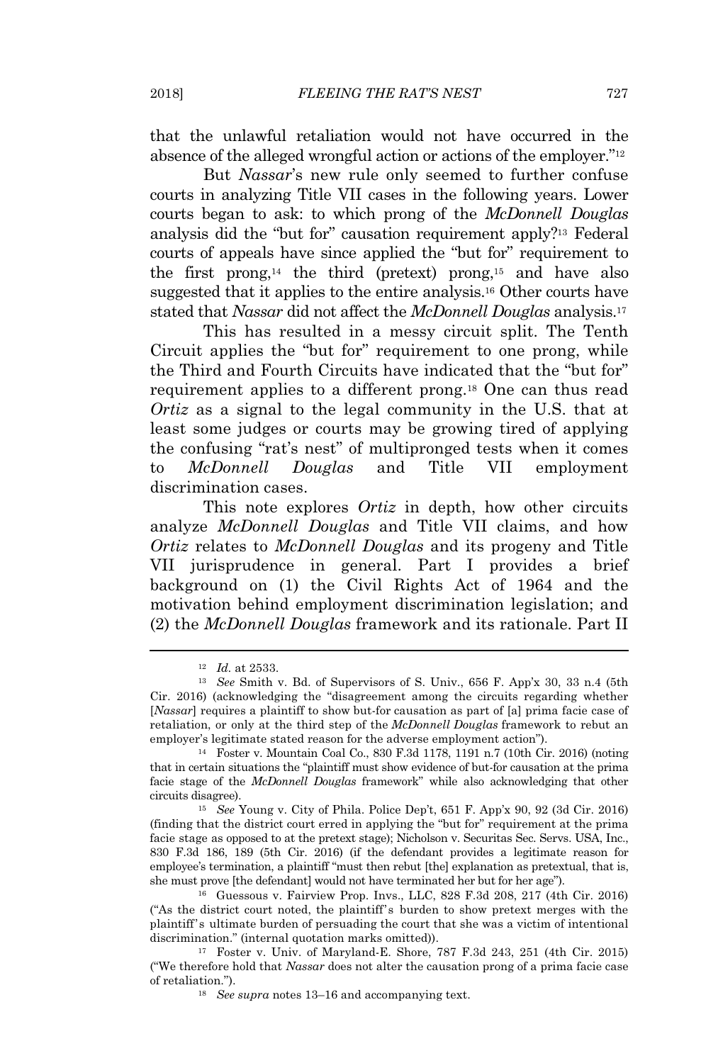that the unlawful retaliation would not have occurred in the absence of the alleged wrongful action or actions of the employer."[12]

But *Nassar*'s new rule only seemed to further confuse courts in analyzing Title VII cases in the following years. Lower courts began to ask: to which prong of the *McDonnell Douglas* analysis did the "but for" causation requirement apply?[13] Federal courts of appeals have since applied the "but for" requirement to the first prong,[14] the third (pretext) prong,[15] and have also suggested that it applies to the entire analysis.[16] Other courts have stated that *Nassar* did not affect the *McDonnell Douglas* analysis.[17]

This has resulted in a messy circuit split. The Tenth Circuit applies the "but for" requirement to one prong, while the Third and Fourth Circuits have indicated that the "but for" requirement applies to a different prong.[18] One can thus read *Ortiz* as a signal to the legal community in the U.S. that at least some judges or courts may be growing tired of applying the confusing "rat's nest" of multipronged tests when it comes to *McDonnell Douglas* and Title VII employment discrimination cases.

This note explores *Ortiz* in depth, how other circuits analyze *McDonnell Douglas* and Title VII claims, and how *Ortiz* relates to *McDonnell Douglas* and its progeny and Title VII jurisprudence in general. Part I provides a brief background on (1) the Civil Rights Act of 1964 and the motivation behind employment discrimination legislation; and (2) the *McDonnell Douglas* framework and its rationale. Part II

---

[12] *Id.* at 2533.

[13] *See* Smith v. Bd. of Supervisors of S. Univ., 656 F. App'x 30, 33 n.4 (5th Cir. 2016) (acknowledging the "disagreement among the circuits regarding whether [*Nassar*] requires a plaintiff to show but-for causation as part of [a] prima facie case of retaliation, or only at the third step of the *McDonnell Douglas* framework to rebut an employer's legitimate stated reason for the adverse employment action").

[14] Foster v. Mountain Coal Co., 830 F.3d 1178, 1191 n.7 (10th Cir. 2016) (noting that in certain situations the "plaintiff must show evidence of but-for causation at the prima facie stage of the *McDonnell Douglas* framework" while also acknowledging that other circuits disagree).

[15] *See* Young v. City of Phila. Police Dep't, 651 F. App'x 90, 92 (3d Cir. 2016) (finding that the district court erred in applying the "but for" requirement at the prima facie stage as opposed to at the pretext stage); Nicholson v. Securitas Sec. Servs. USA, Inc., 830 F.3d 186, 189 (5th Cir. 2016) (if the defendant provides a legitimate reason for employee's termination, a plaintiff "must then rebut [the] explanation as pretextual, that is, she must prove [the defendant] would not have terminated her but for her age").

[16] Guessous v. Fairview Prop. Invs., LLC, 828 F.3d 208, 217 (4th Cir. 2016) ("As the district court noted, the plaintiff's burden to show pretext merges with the plaintiff's ultimate burden of persuading the court that she was a victim of intentional discrimination." (internal quotation marks omitted)).

[17] Foster v. Univ. of Maryland-E. Shore, 787 F.3d 243, 251 (4th Cir. 2015) ("We therefore hold that *Nassar* does not alter the causation prong of a prima facie case of retaliation.").

[18] *See supra* notes 13–16 and accompanying text.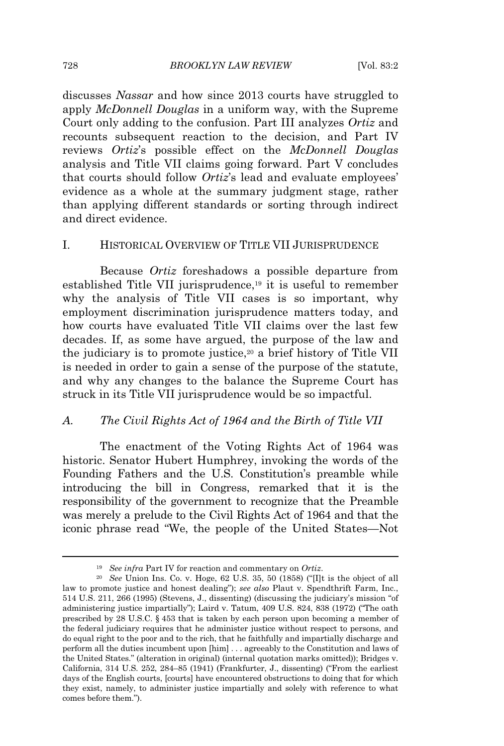discusses *Nassar* and how since 2013 courts have struggled to apply *McDonnell Douglas* in a uniform way, with the Supreme Court only adding to the confusion. Part III analyzes *Ortiz* and recounts subsequent reaction to the decision, and Part IV reviews *Ortiz*'s possible effect on the *McDonnell Douglas* analysis and Title VII claims going forward. Part V concludes that courts should follow *Ortiz*'s lead and evaluate employees' evidence as a whole at the summary judgment stage, rather than applying different standards or sorting through indirect and direct evidence.

## I. HISTORICAL OVERVIEW OF TITLE VII JURISPRUDENCE

Because *Ortiz* foreshadows a possible departure from established Title VII jurisprudence,[19] it is useful to remember why the analysis of Title VII cases is so important, why employment discrimination jurisprudence matters today, and how courts have evaluated Title VII claims over the last few decades. If, as some have argued, the purpose of the law and the judiciary is to promote justice,[20] a brief history of Title VII is needed in order to gain a sense of the purpose of the statute, and why any changes to the balance the Supreme Court has struck in its Title VII jurisprudence would be so impactful.

### *A. The Civil Rights Act of 1964 and the Birth of Title VII*

The enactment of the Voting Rights Act of 1964 was historic. Senator Hubert Humphrey, invoking the words of the Founding Fathers and the U.S. Constitution's preamble while introducing the bill in Congress, remarked that it is the responsibility of the government to recognize that the Preamble was merely a prelude to the Civil Rights Act of 1964 and that the iconic phrase read "We, the people of the United States—Not

---

[19] *See infra* Part IV for reaction and commentary on *Ortiz*.

[20] *See* Union Ins. Co. v. Hoge, 62 U.S. 35, 50 (1858) ("[I]t is the object of all law to promote justice and honest dealing"); *see also* Plaut v. Spendthrift Farm, Inc., 514 U.S. 211, 266 (1995) (Stevens, J., dissenting) (discussing the judiciary's mission "of administering justice impartially"); Laird v. Tatum, 409 U.S. 824, 838 (1972) ("The oath prescribed by 28 U.S.C. § 453 that is taken by each person upon becoming a member of the federal judiciary requires that he administer justice without respect to persons, and do equal right to the poor and to the rich, that he faithfully and impartially discharge and perform all the duties incumbent upon [him] . . . agreeably to the Constitution and laws of the United States." (alteration in original) (internal quotation marks omitted)); Bridges v. California, 314 U.S. 252, 284–85 (1941) (Frankfurter, J., dissenting) ("From the earliest days of the English courts, [courts] have encountered obstructions to doing that for which they exist, namely, to administer justice impartially and solely with reference to what comes before them.").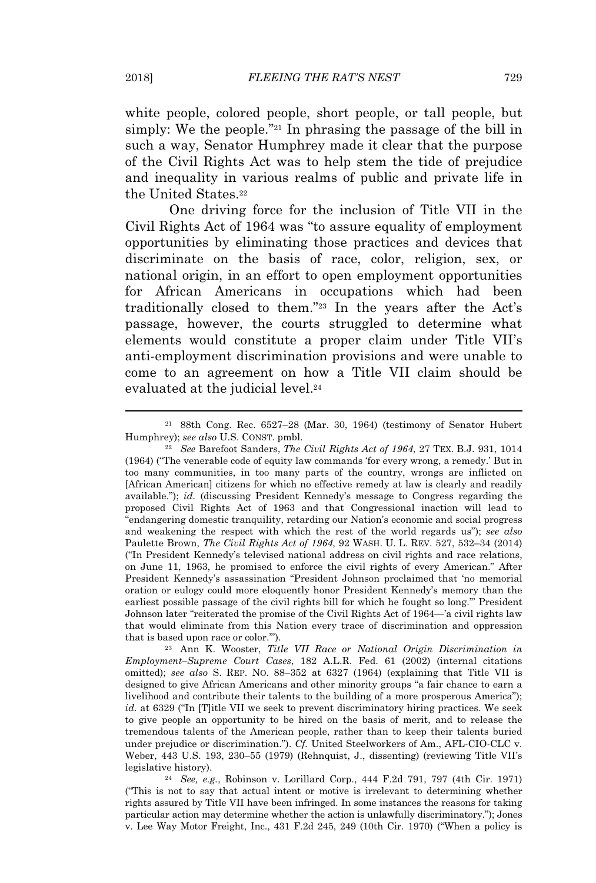white people, colored people, short people, or tall people, but simply: We the people."[21] In phrasing the passage of the bill in such a way, Senator Humphrey made it clear that the purpose of the Civil Rights Act was to help stem the tide of prejudice and inequality in various realms of public and private life in the United States.[22]

One driving force for the inclusion of Title VII in the Civil Rights Act of 1964 was "to assure equality of employment opportunities by eliminating those practices and devices that discriminate on the basis of race, color, religion, sex, or national origin, in an effort to open employment opportunities for African Americans in occupations which had been traditionally closed to them."[23] In the years after the Act's passage, however, the courts struggled to determine what elements would constitute a proper claim under Title VII's anti-employment discrimination provisions and were unable to come to an agreement on how a Title VII claim should be evaluated at the judicial level.[24]

---

[21] 88th Cong. Rec. 6527–28 (Mar. 30, 1964) (testimony of Senator Hubert Humphrey); *see also* U.S. CONST. pmbl.

[22] *See* Barefoot Sanders, *The Civil Rights Act of 1964*, 27 TEX. B.J. 931, 1014 (1964) ("The venerable code of equity law commands 'for every wrong, a remedy.' But in too many communities, in too many parts of the country, wrongs are inflicted on [African American] citizens for which no effective remedy at law is clearly and readily available."); *id.* (discussing President Kennedy's message to Congress regarding the proposed Civil Rights Act of 1963 and that Congressional inaction will lead to "endangering domestic tranquility, retarding our Nation's economic and social progress and weakening the respect with which the rest of the world regards us"); *see also* Paulette Brown, *The Civil Rights Act of 1964*, 92 WASH. U. L. REV. 527, 532–34 (2014) ("In President Kennedy's televised national address on civil rights and race relations, on June 11, 1963, he promised to enforce the civil rights of every American." After President Kennedy's assassination "President Johnson proclaimed that 'no memorial oration or eulogy could more eloquently honor President Kennedy's memory than the earliest possible passage of the civil rights bill for which he fought so long.'" President Johnson later "reiterated the promise of the Civil Rights Act of 1964—'a civil rights law that would eliminate from this Nation every trace of discrimination and oppression that is based upon race or color.'").

[23] Ann K. Wooster, *Title VII Race or National Origin Discrimination in Employment–Supreme Court Cases*, 182 A.L.R. Fed. 61 (2002) (internal citations omitted); *see also* S. REP. NO. 88–352 at 6327 (1964) (explaining that Title VII is designed to give African Americans and other minority groups "a fair chance to earn a livelihood and contribute their talents to the building of a more prosperous America"); *id.* at 6329 ("In [T]itle VII we seek to prevent discriminatory hiring practices. We seek to give people an opportunity to be hired on the basis of merit, and to release the tremendous talents of the American people, rather than to keep their talents buried under prejudice or discrimination."). *Cf.* United Steelworkers of Am., AFL-CIO-CLC v. Weber, 443 U.S. 193, 230–55 (1979) (Rehnquist, J., dissenting) (reviewing Title VII's legislative history).

[24] *See, e.g.*, Robinson v. Lorillard Corp., 444 F.2d 791, 797 (4th Cir. 1971) ("This is not to say that actual intent or motive is irrelevant to determining whether rights assured by Title VII have been infringed. In some instances the reasons for taking particular action may determine whether the action is unlawfully discriminatory."); Jones v. Lee Way Motor Freight, Inc., 431 F.2d 245, 249 (10th Cir. 1970) ("When a policy is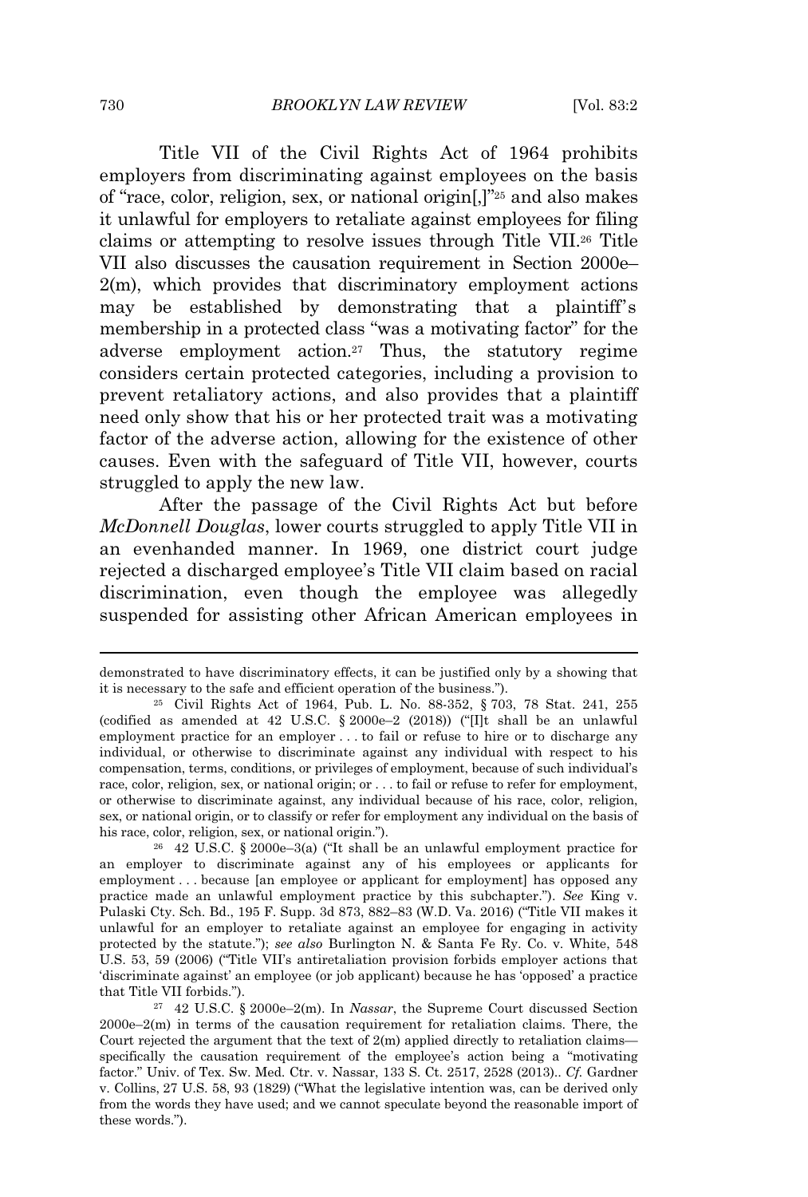Title VII of the Civil Rights Act of 1964 prohibits employers from discriminating against employees on the basis of "race, color, religion, sex, or national origin[,]"[25] and also makes it unlawful for employers to retaliate against employees for filing claims or attempting to resolve issues through Title VII.[26] Title VII also discusses the causation requirement in Section 2000e–2(m), which provides that discriminatory employment actions may be established by demonstrating that a plaintiff's membership in a protected class "was a motivating factor" for the adverse employment action.[27] Thus, the statutory regime considers certain protected categories, including a provision to prevent retaliatory actions, and also provides that a plaintiff need only show that his or her protected trait was a motivating factor of the adverse action, allowing for the existence of other causes. Even with the safeguard of Title VII, however, courts struggled to apply the new law.

After the passage of the Civil Rights Act but before *McDonnell Douglas*, lower courts struggled to apply Title VII in an evenhanded manner. In 1969, one district court judge rejected a discharged employee's Title VII claim based on racial discrimination, even though the employee was allegedly suspended for assisting other African American employees in

---

demonstrated to have discriminatory effects, it can be justified only by a showing that it is necessary to the safe and efficient operation of the business.").

[25] Civil Rights Act of 1964, Pub. L. No. 88-352, § 703, 78 Stat. 241, 255 (codified as amended at 42 U.S.C. § 2000e–2 (2018)) ("[I]t shall be an unlawful employment practice for an employer . . . to fail or refuse to hire or to discharge any individual, or otherwise to discriminate against any individual with respect to his compensation, terms, conditions, or privileges of employment, because of such individual's race, color, religion, sex, or national origin; or . . . to fail or refuse to refer for employment, or otherwise to discriminate against, any individual because of his race, color, religion, sex, or national origin, or to classify or refer for employment any individual on the basis of his race, color, religion, sex, or national origin.").

[26] 42 U.S.C. § 2000e–3(a) ("It shall be an unlawful employment practice for an employer to discriminate against any of his employees or applicants for employment . . . because [an employee or applicant for employment] has opposed any practice made an unlawful employment practice by this subchapter."). *See* King v. Pulaski Cty. Sch. Bd., 195 F. Supp. 3d 873, 882–83 (W.D. Va. 2016) ("Title VII makes it unlawful for an employer to retaliate against an employee for engaging in activity protected by the statute."); *see also* Burlington N. & Santa Fe Ry. Co. v. White, 548 U.S. 53, 59 (2006) ("Title VII's antiretaliation provision forbids employer actions that 'discriminate against' an employee (or job applicant) because he has 'opposed' a practice that Title VII forbids.").

[27] 42 U.S.C. § 2000e–2(m). In *Nassar*, the Supreme Court discussed Section 2000e–2(m) in terms of the causation requirement for retaliation claims. There, the Court rejected the argument that the text of 2(m) applied directly to retaliation claims—specifically the causation requirement of the employee's action being a "motivating factor." Univ. of Tex. Sw. Med. Ctr. v. Nassar, 133 S. Ct. 2517, 2528 (2013).. *Cf.* Gardner v. Collins, 27 U.S. 58, 93 (1829) ("What the legislative intention was, can be derived only from the words they have used; and we cannot speculate beyond the reasonable import of these words.").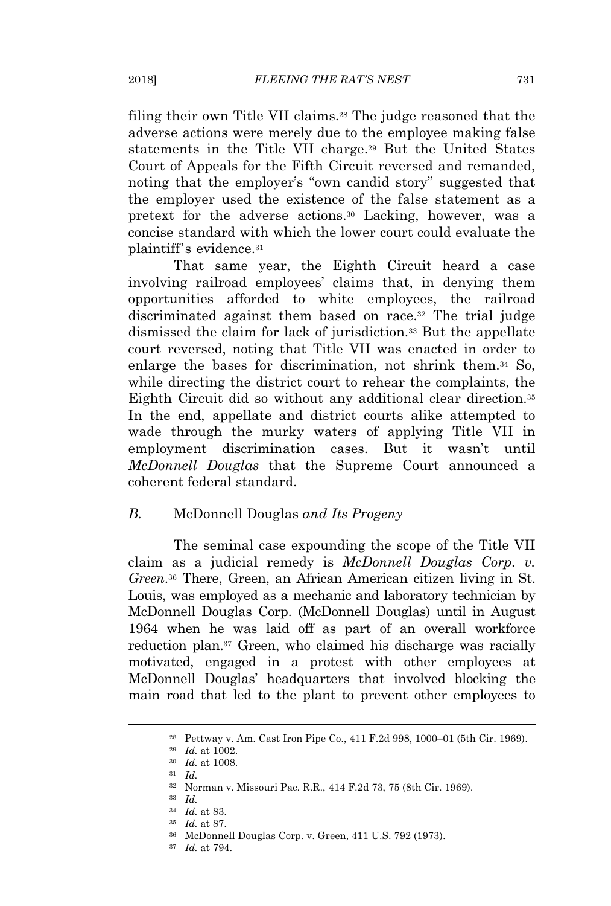filing their own Title VII claims.[28] The judge reasoned that the adverse actions were merely due to the employee making false statements in the Title VII charge.[29] But the United States Court of Appeals for the Fifth Circuit reversed and remanded, noting that the employer's "own candid story" suggested that the employer used the existence of the false statement as a pretext for the adverse actions.[30] Lacking, however, was a concise standard with which the lower court could evaluate the plaintiff's evidence.[31]

That same year, the Eighth Circuit heard a case involving railroad employees' claims that, in denying them opportunities afforded to white employees, the railroad discriminated against them based on race.[32] The trial judge dismissed the claim for lack of jurisdiction.[33] But the appellate court reversed, noting that Title VII was enacted in order to enlarge the bases for discrimination, not shrink them.[34] So, while directing the district court to rehear the complaints, the Eighth Circuit did so without any additional clear direction.[35] In the end, appellate and district courts alike attempted to wade through the murky waters of applying Title VII in employment discrimination cases. But it wasn't until *McDonnell Douglas* that the Supreme Court announced a coherent federal standard.

### *B.* McDonnell Douglas *and Its Progeny*

The seminal case expounding the scope of the Title VII claim as a judicial remedy is *McDonnell Douglas Corp. v. Green*.[36] There, Green, an African American citizen living in St. Louis, was employed as a mechanic and laboratory technician by McDonnell Douglas Corp. (McDonnell Douglas) until in August 1964 when he was laid off as part of an overall workforce reduction plan.[37] Green, who claimed his discharge was racially motivated, engaged in a protest with other employees at McDonnell Douglas' headquarters that involved blocking the main road that led to the plant to prevent other employees to

---

[28] Pettway v. Am. Cast Iron Pipe Co., 411 F.2d 998, 1000–01 (5th Cir. 1969).

[29] *Id.* at 1002.

[30] *Id.* at 1008.

[31] *Id.*

[32] Norman v. Missouri Pac. R.R., 414 F.2d 73, 75 (8th Cir. 1969).

[33] *Id.*

[34] *Id.* at 83.

[35] *Id.* at 87.

[36] McDonnell Douglas Corp. v. Green, 411 U.S. 792 (1973).

[37] *Id.* at 794.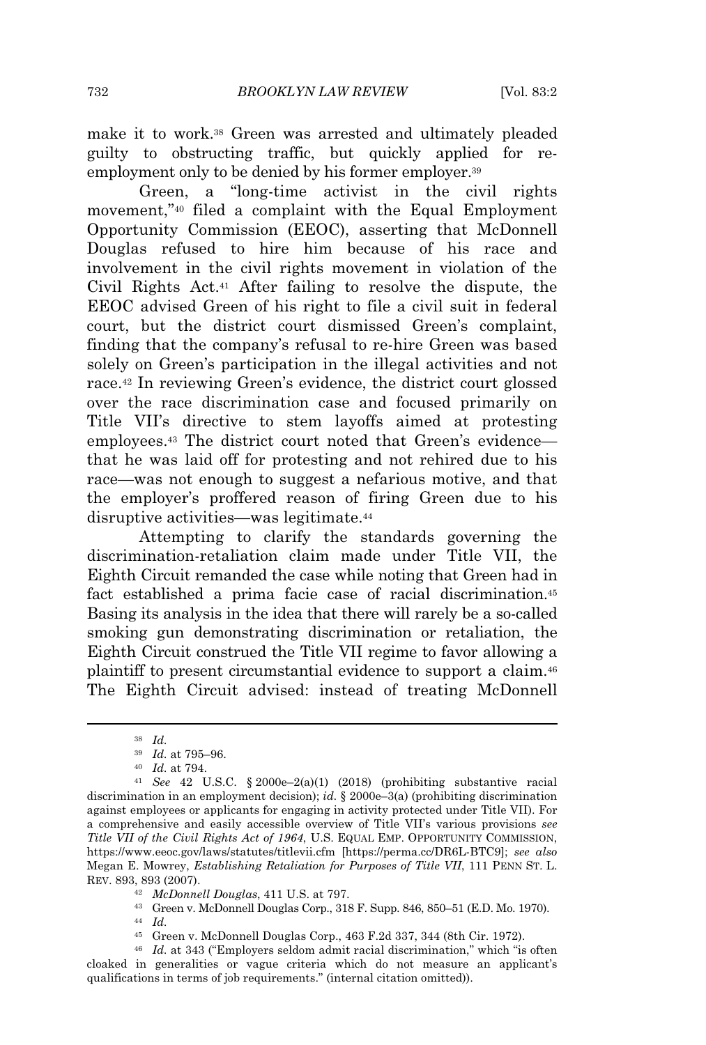make it to work.[38] Green was arrested and ultimately pleaded guilty to obstructing traffic, but quickly applied for re-employment only to be denied by his former employer.[39]

Green, a "long-time activist in the civil rights movement,"[40] filed a complaint with the Equal Employment Opportunity Commission (EEOC), asserting that McDonnell Douglas refused to hire him because of his race and involvement in the civil rights movement in violation of the Civil Rights Act.[41] After failing to resolve the dispute, the EEOC advised Green of his right to file a civil suit in federal court, but the district court dismissed Green's complaint, finding that the company's refusal to re-hire Green was based solely on Green's participation in the illegal activities and not race.[42] In reviewing Green's evidence, the district court glossed over the race discrimination case and focused primarily on Title VII's directive to stem layoffs aimed at protesting employees.[43] The district court noted that Green's evidence—that he was laid off for protesting and not rehired due to his race—was not enough to suggest a nefarious motive, and that the employer's proffered reason of firing Green due to his disruptive activities—was legitimate.[44]

Attempting to clarify the standards governing the discrimination-retaliation claim made under Title VII, the Eighth Circuit remanded the case while noting that Green had in fact established a prima facie case of racial discrimination.[45] Basing its analysis in the idea that there will rarely be a so-called smoking gun demonstrating discrimination or retaliation, the Eighth Circuit construed the Title VII regime to favor allowing a plaintiff to present circumstantial evidence to support a claim.[46] The Eighth Circuit advised: instead of treating McDonnell

---

[38] *Id.*

[39] *Id.* at 795–96.

[40] *Id.* at 794.

[41] *See* 42 U.S.C. § 2000e–2(a)(1) (2018) (prohibiting substantive racial discrimination in an employment decision); *id.* § 2000e–3(a) (prohibiting discrimination against employees or applicants for engaging in activity protected under Title VII). For a comprehensive and easily accessible overview of Title VII's various provisions *see Title VII of the Civil Rights Act of 1964*, U.S. EQUAL EMP. OPPORTUNITY COMMISSION, https://www.eeoc.gov/laws/statutes/titlevii.cfm [https://perma.cc/DR6L-BTC9]; *see also* Megan E. Mowrey, *Establishing Retaliation for Purposes of Title VII*, 111 PENN ST. L. REV. 893, 893 (2007).

[42] *McDonnell Douglas*, 411 U.S. at 797.

[43] Green v. McDonnell Douglas Corp., 318 F. Supp. 846, 850–51 (E.D. Mo. 1970).

[44] *Id.*

[45] Green v. McDonnell Douglas Corp., 463 F.2d 337, 344 (8th Cir. 1972).

[46] *Id.* at 343 ("Employers seldom admit racial discrimination," which "is often cloaked in generalities or vague criteria which do not measure an applicant's qualifications in terms of job requirements." (internal citation omitted)).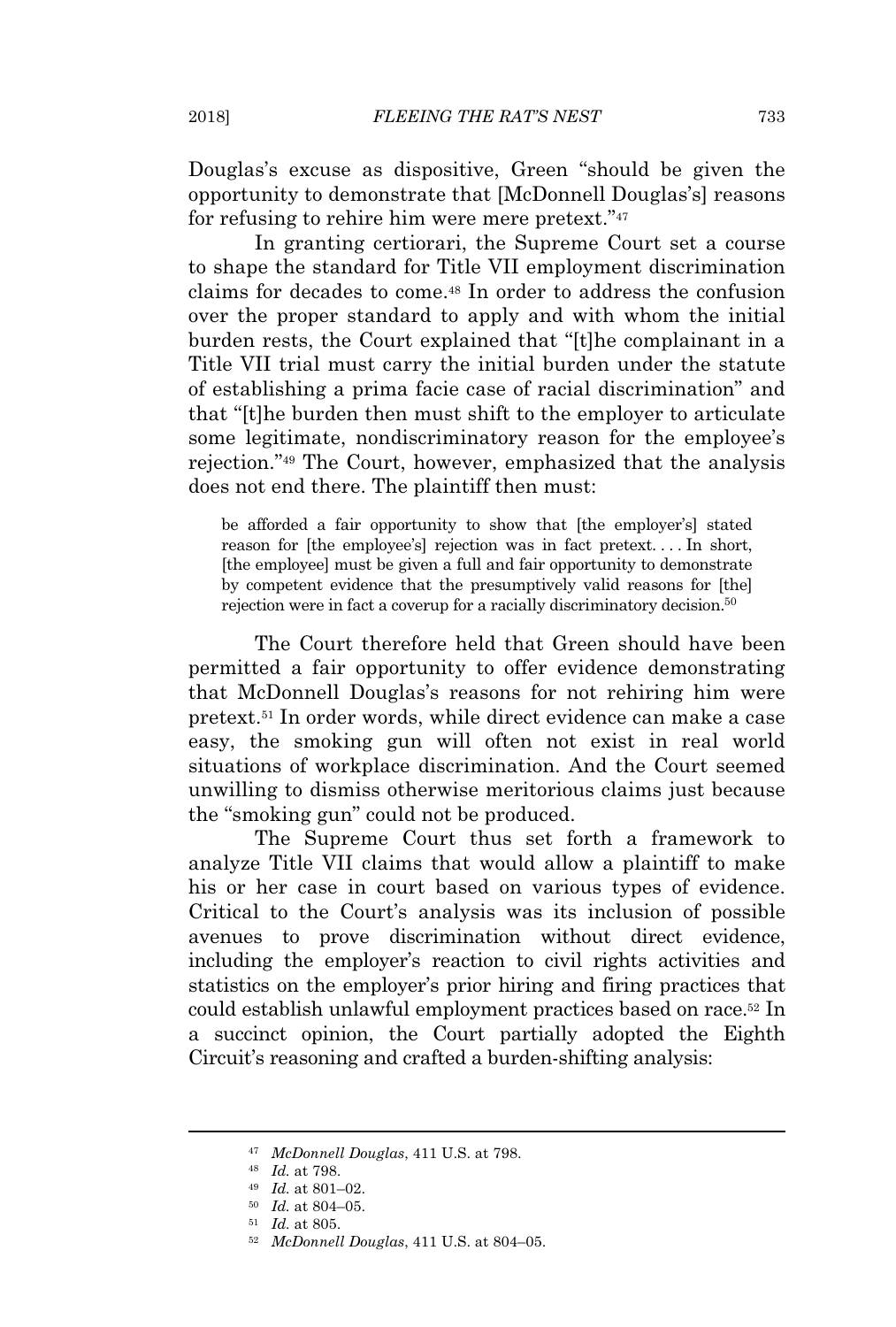Douglas's excuse as dispositive, Green "should be given the opportunity to demonstrate that [McDonnell Douglas's] reasons for refusing to rehire him were mere pretext."[47]

In granting certiorari, the Supreme Court set a course to shape the standard for Title VII employment discrimination claims for decades to come.[48] In order to address the confusion over the proper standard to apply and with whom the initial burden rests, the Court explained that "[t]he complainant in a Title VII trial must carry the initial burden under the statute of establishing a prima facie case of racial discrimination" and that "[t]he burden then must shift to the employer to articulate some legitimate, nondiscriminatory reason for the employee's rejection."[49] The Court, however, emphasized that the analysis does not end there. The plaintiff then must:

> be afforded a fair opportunity to show that [the employer's] stated reason for [the employee's] rejection was in fact pretext. . . . In short, [the employee] must be given a full and fair opportunity to demonstrate by competent evidence that the presumptively valid reasons for [the] rejection were in fact a coverup for a racially discriminatory decision.[50]

The Court therefore held that Green should have been permitted a fair opportunity to offer evidence demonstrating that McDonnell Douglas's reasons for not rehiring him were pretext.[51] In order words, while direct evidence can make a case easy, the smoking gun will often not exist in real world situations of workplace discrimination. And the Court seemed unwilling to dismiss otherwise meritorious claims just because the "smoking gun" could not be produced.

The Supreme Court thus set forth a framework to analyze Title VII claims that would allow a plaintiff to make his or her case in court based on various types of evidence. Critical to the Court's analysis was its inclusion of possible avenues to prove discrimination without direct evidence, including the employer's reaction to civil rights activities and statistics on the employer's prior hiring and firing practices that could establish unlawful employment practices based on race.[52] In a succinct opinion, the Court partially adopted the Eighth Circuit's reasoning and crafted a burden-shifting analysis:

---

[47] *McDonnell Douglas*, 411 U.S. at 798.

[48] *Id.* at 798.

[49] *Id.* at 801–02.

[50] *Id.* at 804–05.

[51] *Id.* at 805.

[52] *McDonnell Douglas*, 411 U.S. at 804–05.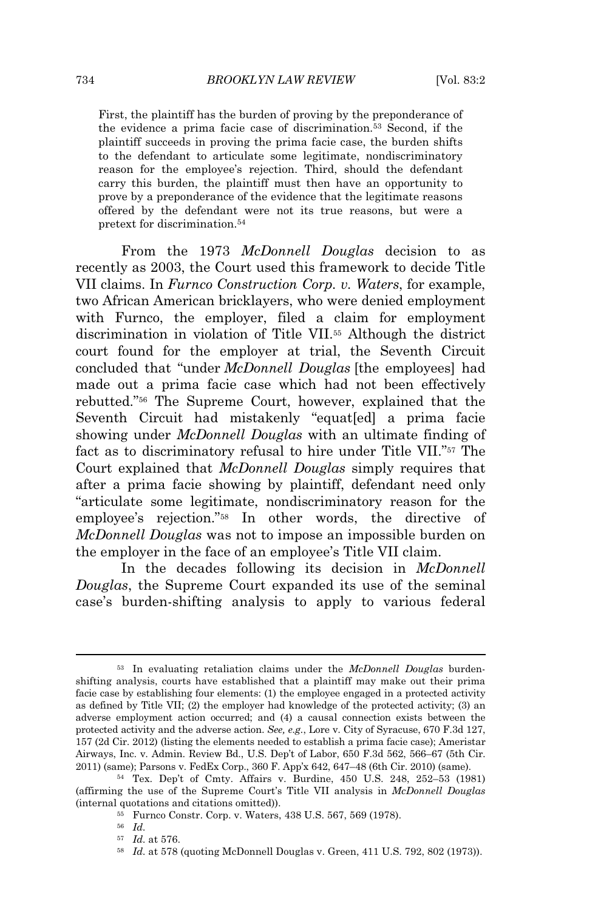> First, the plaintiff has the burden of proving by the preponderance of the evidence a prima facie case of discrimination.[53] Second, if the plaintiff succeeds in proving the prima facie case, the burden shifts to the defendant to articulate some legitimate, nondiscriminatory reason for the employee's rejection. Third, should the defendant carry this burden, the plaintiff must then have an opportunity to prove by a preponderance of the evidence that the legitimate reasons offered by the defendant were not its true reasons, but were a pretext for discrimination.[54]

From the 1973 *McDonnell Douglas* decision to as recently as 2003, the Court used this framework to decide Title VII claims. In *Furnco Construction Corp. v. Waters*, for example, two African American bricklayers, who were denied employment with Furnco, the employer, filed a claim for employment discrimination in violation of Title VII.[55] Although the district court found for the employer at trial, the Seventh Circuit concluded that "under *McDonnell Douglas* [the employees] had made out a prima facie case which had not been effectively rebutted."[56] The Supreme Court, however, explained that the Seventh Circuit had mistakenly "equat[ed] a prima facie showing under *McDonnell Douglas* with an ultimate finding of fact as to discriminatory refusal to hire under Title VII."[57] The Court explained that *McDonnell Douglas* simply requires that after a prima facie showing by plaintiff, defendant need only "articulate some legitimate, nondiscriminatory reason for the employee's rejection."[58] In other words, the directive of *McDonnell Douglas* was not to impose an impossible burden on the employer in the face of an employee's Title VII claim.

In the decades following its decision in *McDonnell Douglas*, the Supreme Court expanded its use of the seminal case's burden-shifting analysis to apply to various federal

---

[53] In evaluating retaliation claims under the *McDonnell Douglas* burden-shifting analysis, courts have established that a plaintiff may make out their prima facie case by establishing four elements: (1) the employee engaged in a protected activity as defined by Title VII; (2) the employer had knowledge of the protected activity; (3) an adverse employment action occurred; and (4) a causal connection exists between the protected activity and the adverse action. *See, e.g.*, Lore v. City of Syracuse, 670 F.3d 127, 157 (2d Cir. 2012) (listing the elements needed to establish a prima facie case); Ameristar Airways, Inc. v. Admin. Review Bd., U.S. Dep't of Labor, 650 F.3d 562, 566–67 (5th Cir. 2011) (same); Parsons v. FedEx Corp., 360 F. App'x 642, 647–48 (6th Cir. 2010) (same).

[54] Tex. Dep't of Cmty. Affairs v. Burdine, 450 U.S. 248, 252–53 (1981) (affirming the use of the Supreme Court's Title VII analysis in *McDonnell Douglas* (internal quotations and citations omitted)).

[55] Furnco Constr. Corp. v. Waters, 438 U.S. 567, 569 (1978).

[56] *Id.*

[57] *Id.* at 576.

[58] *Id.* at 578 (quoting McDonnell Douglas v. Green, 411 U.S. 792, 802 (1973)).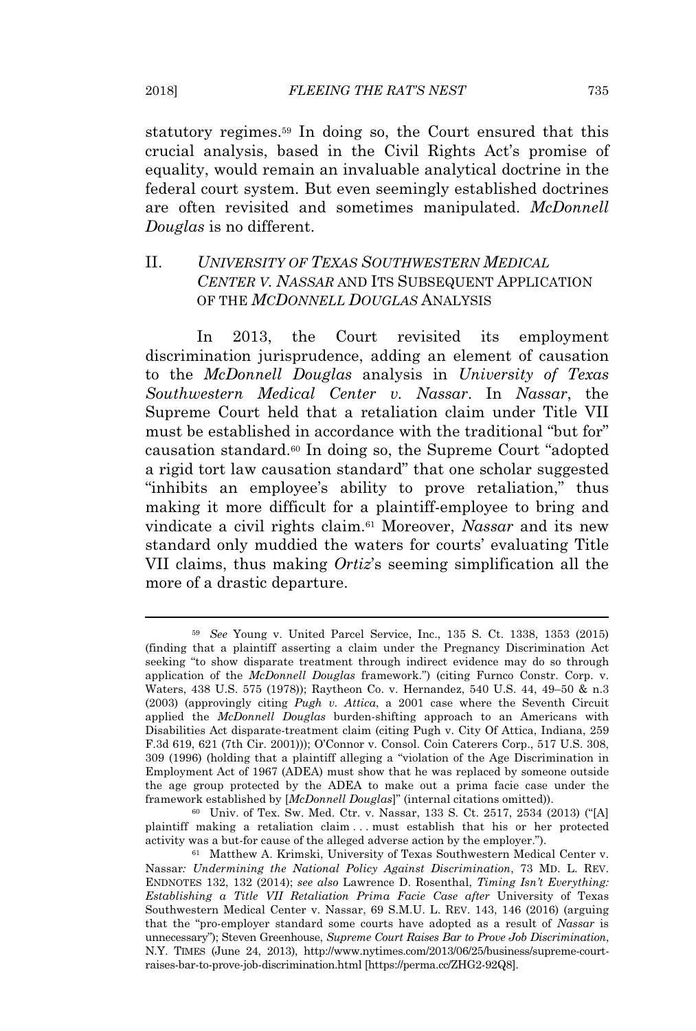statutory regimes.[59] In doing so, the Court ensured that this crucial analysis, based in the Civil Rights Act's promise of equality, would remain an invaluable analytical doctrine in the federal court system. But even seemingly established doctrines are often revisited and sometimes manipulated. *McDonnell Douglas* is no different.

## II. *UNIVERSITY OF TEXAS SOUTHWESTERN MEDICAL CENTER V. NASSAR* AND ITS SUBSEQUENT APPLICATION OF THE *MCDONNELL DOUGLAS* ANALYSIS

In 2013, the Court revisited its employment discrimination jurisprudence, adding an element of causation to the *McDonnell Douglas* analysis in *University of Texas Southwestern Medical Center v. Nassar*. In *Nassar*, the Supreme Court held that a retaliation claim under Title VII must be established in accordance with the traditional "but for" causation standard.[60] In doing so, the Supreme Court "adopted a rigid tort law causation standard" that one scholar suggested "inhibits an employee's ability to prove retaliation," thus making it more difficult for a plaintiff-employee to bring and vindicate a civil rights claim.[61] Moreover, *Nassar* and its new standard only muddied the waters for courts' evaluating Title VII claims, thus making *Ortiz*'s seeming simplification all the more of a drastic departure.

---

[59] *See* Young v. United Parcel Service, Inc., 135 S. Ct. 1338, 1353 (2015) (finding that a plaintiff asserting a claim under the Pregnancy Discrimination Act seeking "to show disparate treatment through indirect evidence may do so through application of the *McDonnell Douglas* framework.") (citing Furnco Constr. Corp. v. Waters, 438 U.S. 575 (1978)); Raytheon Co. v. Hernandez, 540 U.S. 44, 49–50 & n.3 (2003) (approvingly citing *Pugh v. Attica*, a 2001 case where the Seventh Circuit applied the *McDonnell Douglas* burden-shifting approach to an Americans with Disabilities Act disparate-treatment claim (citing Pugh v. City Of Attica, Indiana, 259 F.3d 619, 621 (7th Cir. 2001))); O'Connor v. Consol. Coin Caterers Corp., 517 U.S. 308, 309 (1996) (holding that a plaintiff alleging a "violation of the Age Discrimination in Employment Act of 1967 (ADEA) must show that he was replaced by someone outside the age group protected by the ADEA to make out a prima facie case under the framework established by [*McDonnell Douglas*]" (internal citations omitted)).

[60] Univ. of Tex. Sw. Med. Ctr. v. Nassar, 133 S. Ct. 2517, 2534 (2013) ("[A] plaintiff making a retaliation claim . . . must establish that his or her protected activity was a but-for cause of the alleged adverse action by the employer.").

[61] Matthew A. Krimski, University of Texas Southwestern Medical Center v. Nassar*: Undermining the National Policy Against Discrimination*, 73 MD. L. REV. ENDNOTES 132, 132 (2014); *see also* Lawrence D. Rosenthal, *Timing Isn't Everything: Establishing a Title VII Retaliation Prima Facie Case after* University of Texas Southwestern Medical Center v. Nassar, 69 S.M.U. L. REV. 143, 146 (2016) (arguing that the "pro-employer standard some courts have adopted as a result of *Nassar* is unnecessary"); Steven Greenhouse, *Supreme Court Raises Bar to Prove Job Discrimination*, N.Y. TIMES (June 24, 2013), http://www.nytimes.com/2013/06/25/business/supreme-court-raises-bar-to-prove-job-discrimination.html [https://perma.cc/ZHG2-92Q8].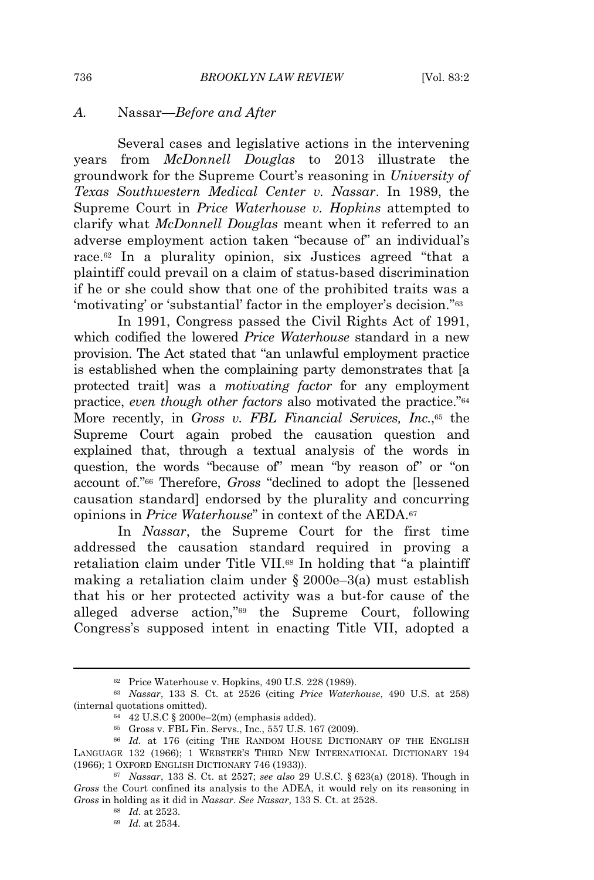### *A.* Nassar—*Before and After*

Several cases and legislative actions in the intervening years from *McDonnell Douglas* to 2013 illustrate the groundwork for the Supreme Court's reasoning in *University of Texas Southwestern Medical Center v. Nassar*. In 1989, the Supreme Court in *Price Waterhouse v. Hopkins* attempted to clarify what *McDonnell Douglas* meant when it referred to an adverse employment action taken "because of" an individual's race.[62] In a plurality opinion, six Justices agreed "that a plaintiff could prevail on a claim of status-based discrimination if he or she could show that one of the prohibited traits was a 'motivating' or 'substantial' factor in the employer's decision."[63]

In 1991, Congress passed the Civil Rights Act of 1991, which codified the lowered *Price Waterhouse* standard in a new provision. The Act stated that "an unlawful employment practice is established when the complaining party demonstrates that [a protected trait] was a *motivating factor* for any employment practice, *even though other factors* also motivated the practice."[64] More recently, in *Gross v. FBL Financial Services, Inc.*,[65] the Supreme Court again probed the causation question and explained that, through a textual analysis of the words in question, the words "because of" mean "by reason of" or "on account of."[66] Therefore, *Gross* "declined to adopt the [lessened causation standard] endorsed by the plurality and concurring opinions in *Price Waterhouse*" in context of the AEDA.[67]

In *Nassar*, the Supreme Court for the first time addressed the causation standard required in proving a retaliation claim under Title VII.[68] In holding that "a plaintiff making a retaliation claim under § 2000e–3(a) must establish that his or her protected activity was a but-for cause of the alleged adverse action,"[69] the Supreme Court, following Congress's supposed intent in enacting Title VII, adopted a

---

[62] Price Waterhouse v. Hopkins, 490 U.S. 228 (1989).

[63] *Nassar*, 133 S. Ct. at 2526 (citing *Price Waterhouse*, 490 U.S. at 258) (internal quotations omitted).

[64] 42 U.S.C § 2000e–2(m) (emphasis added).

[65] Gross v. FBL Fin. Servs., Inc., 557 U.S. 167 (2009).

[66] *Id.* at 176 (citing THE RANDOM HOUSE DICTIONARY OF THE ENGLISH LANGUAGE 132 (1966); 1 WEBSTER'S THIRD NEW INTERNATIONAL DICTIONARY 194 (1966); 1 OXFORD ENGLISH DICTIONARY 746 (1933)).

[67] *Nassar*, 133 S. Ct. at 2527; *see also* 29 U.S.C. § 623(a) (2018). Though in *Gross* the Court confined its analysis to the ADEA, it would rely on its reasoning in *Gross* in holding as it did in *Nassar*. *See Nassar*, 133 S. Ct. at 2528.

[68] *Id.* at 2523.

[69] *Id.* at 2534.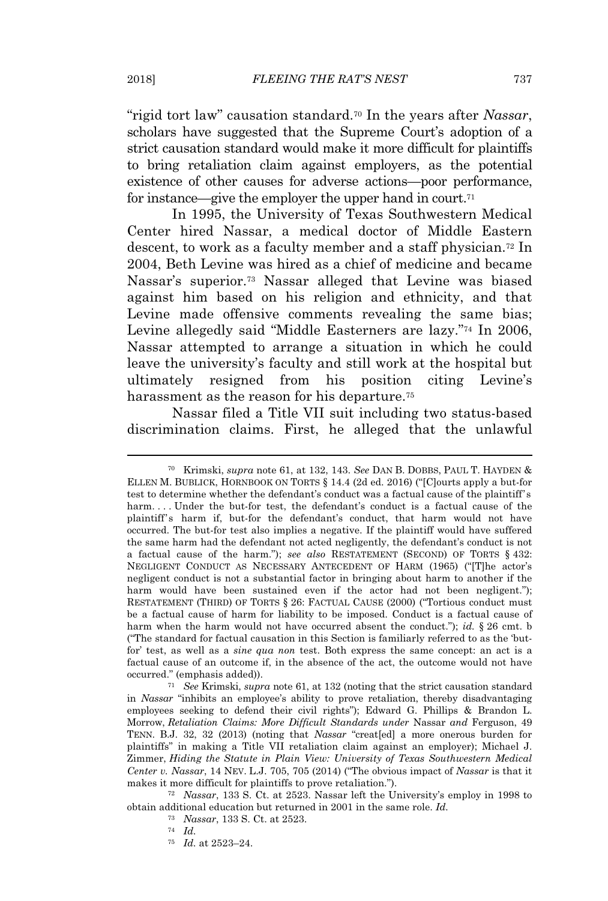"rigid tort law" causation standard.[70] In the years after *Nassar*, scholars have suggested that the Supreme Court's adoption of a strict causation standard would make it more difficult for plaintiffs to bring retaliation claim against employers, as the potential existence of other causes for adverse actions—poor performance, for instance—give the employer the upper hand in court.[71]

In 1995, the University of Texas Southwestern Medical Center hired Nassar, a medical doctor of Middle Eastern descent, to work as a faculty member and a staff physician.[72] In 2004, Beth Levine was hired as a chief of medicine and became Nassar's superior.[73] Nassar alleged that Levine was biased against him based on his religion and ethnicity, and that Levine made offensive comments revealing the same bias; Levine allegedly said "Middle Easterners are lazy."[74] In 2006, Nassar attempted to arrange a situation in which he could leave the university's faculty and still work at the hospital but ultimately resigned from his position citing Levine's harassment as the reason for his departure.[75]

Nassar filed a Title VII suit including two status-based discrimination claims. First, he alleged that the unlawful

---

[70] Krimski, *supra* note 61, at 132, 143. *See* DAN B. DOBBS, PAUL T. HAYDEN & ELLEN M. BUBLICK, HORNBOOK ON TORTS § 14.4 (2d ed. 2016) ("[C]ourts apply a but-for test to determine whether the defendant's conduct was a factual cause of the plaintiff's harm. . . . Under the but-for test, the defendant's conduct is a factual cause of the plaintiff's harm if, but-for the defendant's conduct, that harm would not have occurred. The but-for test also implies a negative. If the plaintiff would have suffered the same harm had the defendant not acted negligently, the defendant's conduct is not a factual cause of the harm."); *see also* RESTATEMENT (SECOND) OF TORTS § 432: NEGLIGENT CONDUCT AS NECESSARY ANTECEDENT OF HARM (1965) ("[T]he actor's negligent conduct is not a substantial factor in bringing about harm to another if the harm would have been sustained even if the actor had not been negligent."); RESTATEMENT (THIRD) OF TORTS § 26: FACTUAL CAUSE (2000) ("Tortious conduct must be a factual cause of harm for liability to be imposed. Conduct is a factual cause of harm when the harm would not have occurred absent the conduct."); *id.* § 26 cmt. b ("The standard for factual causation in this Section is familiarly referred to as the 'but-for' test, as well as a *sine qua non* test. Both express the same concept: an act is a factual cause of an outcome if, in the absence of the act, the outcome would not have occurred." (emphasis added)).

[71] *See* Krimski, *supra* note 61, at 132 (noting that the strict causation standard in *Nassar* "inhibits an employee's ability to prove retaliation, thereby disadvantaging employees seeking to defend their civil rights"); Edward G. Phillips & Brandon L. Morrow, *Retaliation Claims: More Difficult Standards under* Nassar *and* Ferguson, 49 TENN. B.J. 32, 32 (2013) (noting that *Nassar* "creat[ed] a more onerous burden for plaintiffs" in making a Title VII retaliation claim against an employer); Michael J. Zimmer, *Hiding the Statute in Plain View: University of Texas Southwestern Medical Center v. Nassar*, 14 NEV. L.J. 705, 705 (2014) ("The obvious impact of *Nassar* is that it makes it more difficult for plaintiffs to prove retaliation.").

[72] *Nassar*, 133 S. Ct. at 2523. Nassar left the University's employ in 1998 to obtain additional education but returned in 2001 in the same role. *Id.*

[73] *Nassar*, 133 S. Ct. at 2523.

[74] *Id.*

[75] *Id.* at 2523–24.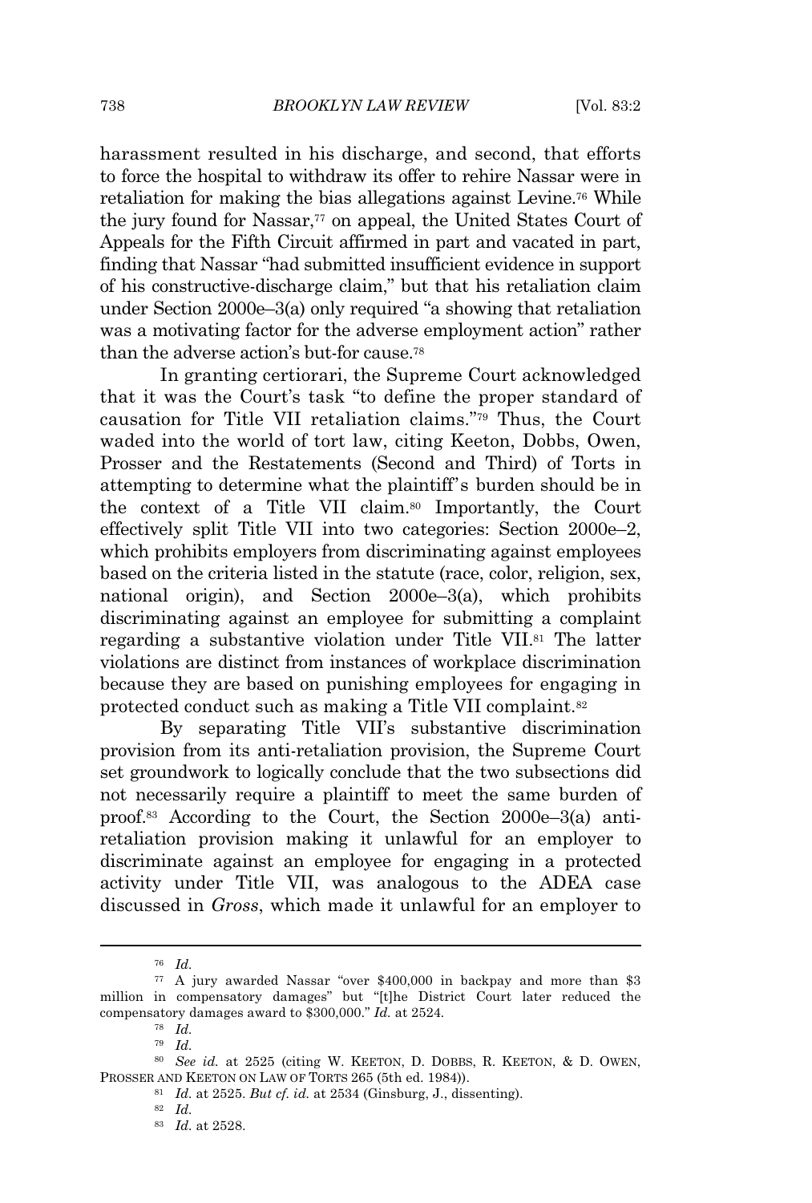harassment resulted in his discharge, and second, that efforts to force the hospital to withdraw its offer to rehire Nassar were in retaliation for making the bias allegations against Levine.[76] While the jury found for Nassar,[77] on appeal, the United States Court of Appeals for the Fifth Circuit affirmed in part and vacated in part, finding that Nassar "had submitted insufficient evidence in support of his constructive-discharge claim," but that his retaliation claim under Section 2000e–3(a) only required "a showing that retaliation was a motivating factor for the adverse employment action" rather than the adverse action's but-for cause.[78]

In granting certiorari, the Supreme Court acknowledged that it was the Court's task "to define the proper standard of causation for Title VII retaliation claims."[79] Thus, the Court waded into the world of tort law, citing Keeton, Dobbs, Owen, Prosser and the Restatements (Second and Third) of Torts in attempting to determine what the plaintiff's burden should be in the context of a Title VII claim.[80] Importantly, the Court effectively split Title VII into two categories: Section 2000e–2, which prohibits employers from discriminating against employees based on the criteria listed in the statute (race, color, religion, sex, national origin), and Section 2000e–3(a), which prohibits discriminating against an employee for submitting a complaint regarding a substantive violation under Title VII.[81] The latter violations are distinct from instances of workplace discrimination because they are based on punishing employees for engaging in protected conduct such as making a Title VII complaint.[82]

By separating Title VII's substantive discrimination provision from its anti-retaliation provision, the Supreme Court set groundwork to logically conclude that the two subsections did not necessarily require a plaintiff to meet the same burden of proof.[83] According to the Court, the Section 2000e–3(a) anti-retaliation provision making it unlawful for an employer to discriminate against an employee for engaging in a protected activity under Title VII, was analogous to the ADEA case discussed in *Gross*, which made it unlawful for an employer to

---

[76] *Id.*

[77] A jury awarded Nassar "over $400,000 in backpay and more than $3 million in compensatory damages" but "[t]he District Court later reduced the compensatory damages award to $300,000." *Id.* at 2524.

[78] *Id.*

[79] *Id.*

[80] *See id.* at 2525 (citing W. KEETON, D. DOBBS, R. KEETON, & D. OWEN, PROSSER AND KEETON ON LAW OF TORTS 265 (5th ed. 1984)).

[81] *Id.* at 2525. *But cf. id.* at 2534 (Ginsburg, J., dissenting).

[82] *Id.*

[83] *Id.* at 2528.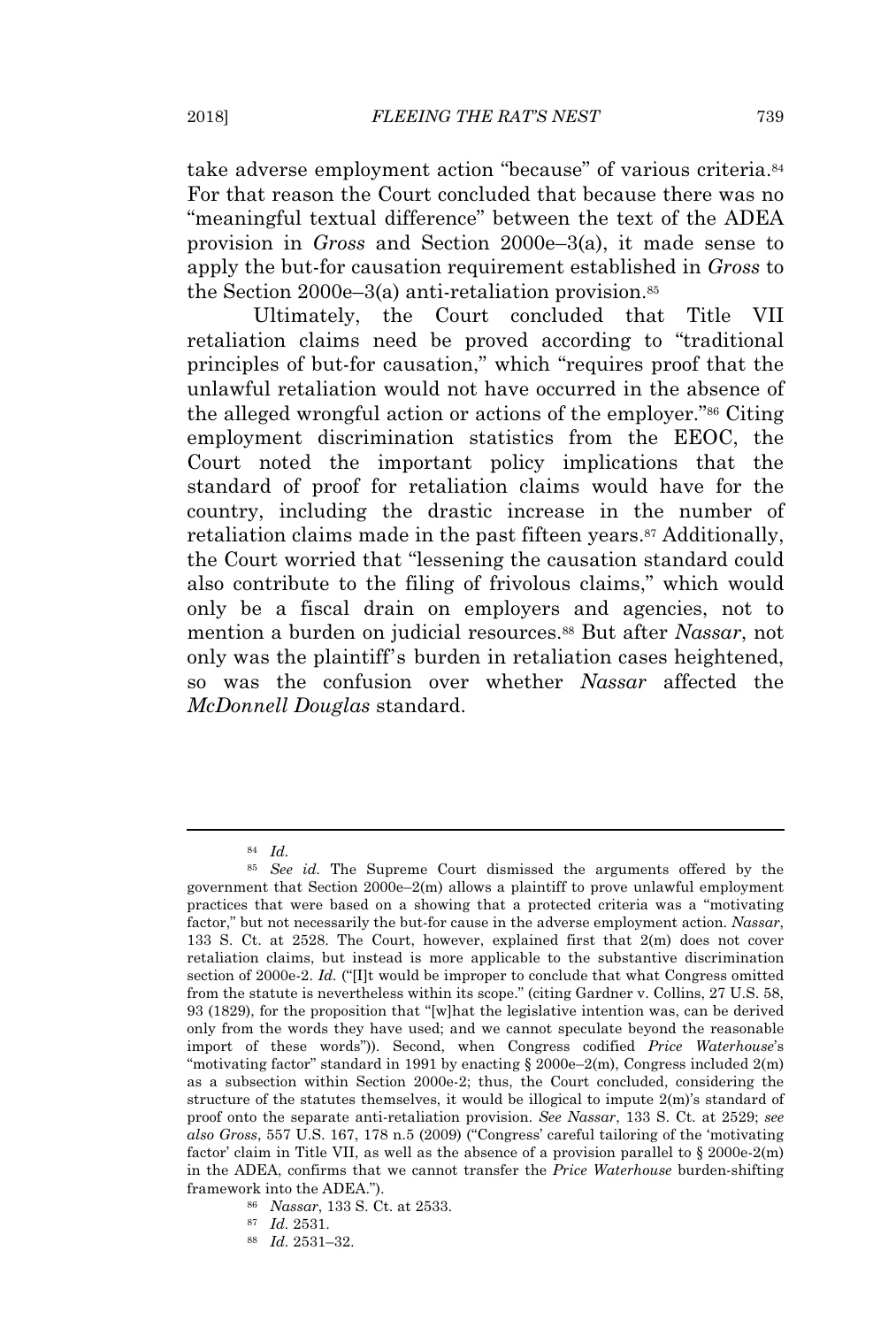take adverse employment action "because" of various criteria.[84] For that reason the Court concluded that because there was no "meaningful textual difference" between the text of the ADEA provision in *Gross* and Section 2000e–3(a), it made sense to apply the but-for causation requirement established in *Gross* to the Section 2000e–3(a) anti-retaliation provision.[85]

Ultimately, the Court concluded that Title VII retaliation claims need be proved according to "traditional principles of but-for causation," which "requires proof that the unlawful retaliation would not have occurred in the absence of the alleged wrongful action or actions of the employer."[86] Citing employment discrimination statistics from the EEOC, the Court noted the important policy implications that the standard of proof for retaliation claims would have for the country, including the drastic increase in the number of retaliation claims made in the past fifteen years.[87] Additionally, the Court worried that "lessening the causation standard could also contribute to the filing of frivolous claims," which would only be a fiscal drain on employers and agencies, not to mention a burden on judicial resources.[88] But after *Nassar*, not only was the plaintiff's burden in retaliation cases heightened, so was the confusion over whether *Nassar* affected the *McDonnell Douglas* standard.

---

[84] *Id.*

[85] *See id.* The Supreme Court dismissed the arguments offered by the government that Section 2000e–2(m) allows a plaintiff to prove unlawful employment practices that were based on a showing that a protected criteria was a "motivating factor," but not necessarily the but-for cause in the adverse employment action. *Nassar*, 133 S. Ct. at 2528. The Court, however, explained first that 2(m) does not cover retaliation claims, but instead is more applicable to the substantive discrimination section of 2000e-2. *Id.* ("[I]t would be improper to conclude that what Congress omitted from the statute is nevertheless within its scope." (citing Gardner v. Collins, 27 U.S. 58, 93 (1829), for the proposition that "[w]hat the legislative intention was, can be derived only from the words they have used; and we cannot speculate beyond the reasonable import of these words")). Second, when Congress codified *Price Waterhouse*'s "motivating factor" standard in 1991 by enacting § 2000e–2(m), Congress included 2(m) as a subsection within Section 2000e-2; thus, the Court concluded, considering the structure of the statutes themselves, it would be illogical to impute 2(m)'s standard of proof onto the separate anti-retaliation provision. *See Nassar*, 133 S. Ct. at 2529; *see also Gross*, 557 U.S. 167, 178 n.5 (2009) ("Congress' careful tailoring of the 'motivating factor' claim in Title VII, as well as the absence of a provision parallel to § 2000e-2(m) in the ADEA, confirms that we cannot transfer the *Price Waterhouse* burden-shifting framework into the ADEA.").

[86] *Nassar*, 133 S. Ct. at 2533.

[87] *Id.* 2531.

[88] *Id.* 2531–32.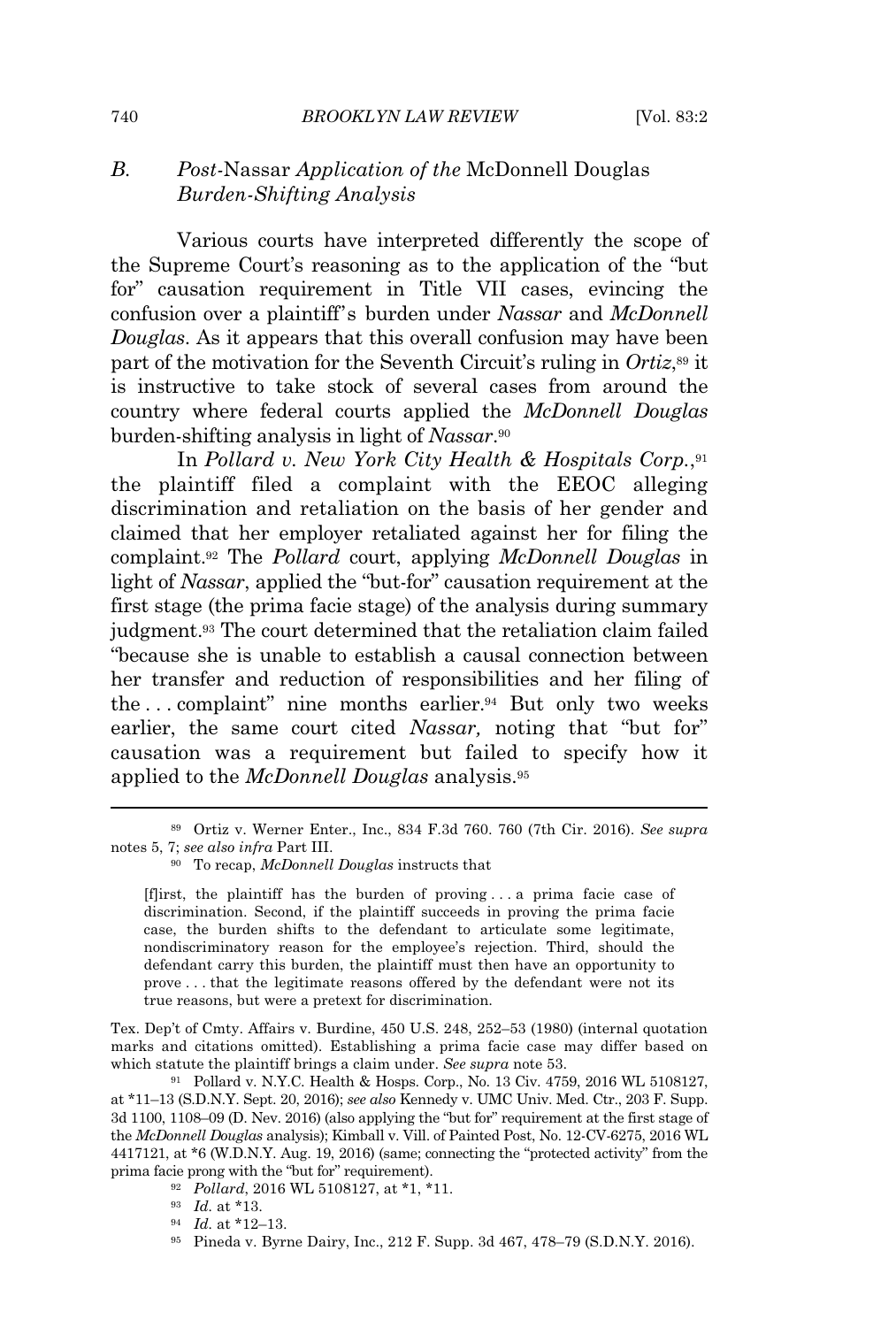### B. *Post-*Nassar *Application of the* McDonnell Douglas *Burden-Shifting Analysis*

Various courts have interpreted differently the scope of the Supreme Court's reasoning as to the application of the "but for" causation requirement in Title VII cases, evincing the confusion over a plaintiff's burden under *Nassar* and *McDonnell Douglas*. As it appears that this overall confusion may have been part of the motivation for the Seventh Circuit's ruling in *Ortiz*,[89] it is instructive to take stock of several cases from around the country where federal courts applied the *McDonnell Douglas* burden-shifting analysis in light of *Nassar*.[90]

In *Pollard v. New York City Health & Hospitals Corp.*,[91] the plaintiff filed a complaint with the EEOC alleging discrimination and retaliation on the basis of her gender and claimed that her employer retaliated against her for filing the complaint.[92] The *Pollard* court, applying *McDonnell Douglas* in light of *Nassar*, applied the "but-for" causation requirement at the first stage (the prima facie stage) of the analysis during summary judgment.[93] The court determined that the retaliation claim failed "because she is unable to establish a causal connection between her transfer and reduction of responsibilities and her filing of the . . . complaint" nine months earlier.[94] But only two weeks earlier, the same court cited *Nassar,* noting that "but for" causation was a requirement but failed to specify how it applied to the *McDonnell Douglas* analysis.[95]

---

[89] Ortiz v. Werner Enter., Inc., 834 F.3d 760. 760 (7th Cir. 2016). *See supra* notes 5, 7; *see also infra* Part III.

[90] To recap, *McDonnell Douglas* instructs that

> [f]irst, the plaintiff has the burden of proving . . . a prima facie case of discrimination. Second, if the plaintiff succeeds in proving the prima facie case, the burden shifts to the defendant to articulate some legitimate, nondiscriminatory reason for the employee's rejection. Third, should the defendant carry this burden, the plaintiff must then have an opportunity to prove . . . that the legitimate reasons offered by the defendant were not its true reasons, but were a pretext for discrimination.

Tex. Dep't of Cmty. Affairs v. Burdine, 450 U.S. 248, 252–53 (1980) (internal quotation marks and citations omitted). Establishing a prima facie case may differ based on which statute the plaintiff brings a claim under. *See supra* note 53.

[91] Pollard v. N.Y.C. Health & Hosps. Corp., No. 13 Civ. 4759, 2016 WL 5108127, at \*11–13 (S.D.N.Y. Sept. 20, 2016); *see also* Kennedy v. UMC Univ. Med. Ctr., 203 F. Supp. 3d 1100, 1108–09 (D. Nev. 2016) (also applying the "but for" requirement at the first stage of the *McDonnell Douglas* analysis); Kimball v. Vill. of Painted Post, No. 12-CV-6275, 2016 WL 4417121, at \*6 (W.D.N.Y. Aug. 19, 2016) (same; connecting the "protected activity" from the prima facie prong with the "but for" requirement).

[92] *Pollard*, 2016 WL 5108127, at \*1, \*11.

[93] *Id.* at \*13.

[94] *Id.* at \*12–13.

[95] Pineda v. Byrne Dairy, Inc., 212 F. Supp. 3d 467, 478–79 (S.D.N.Y. 2016).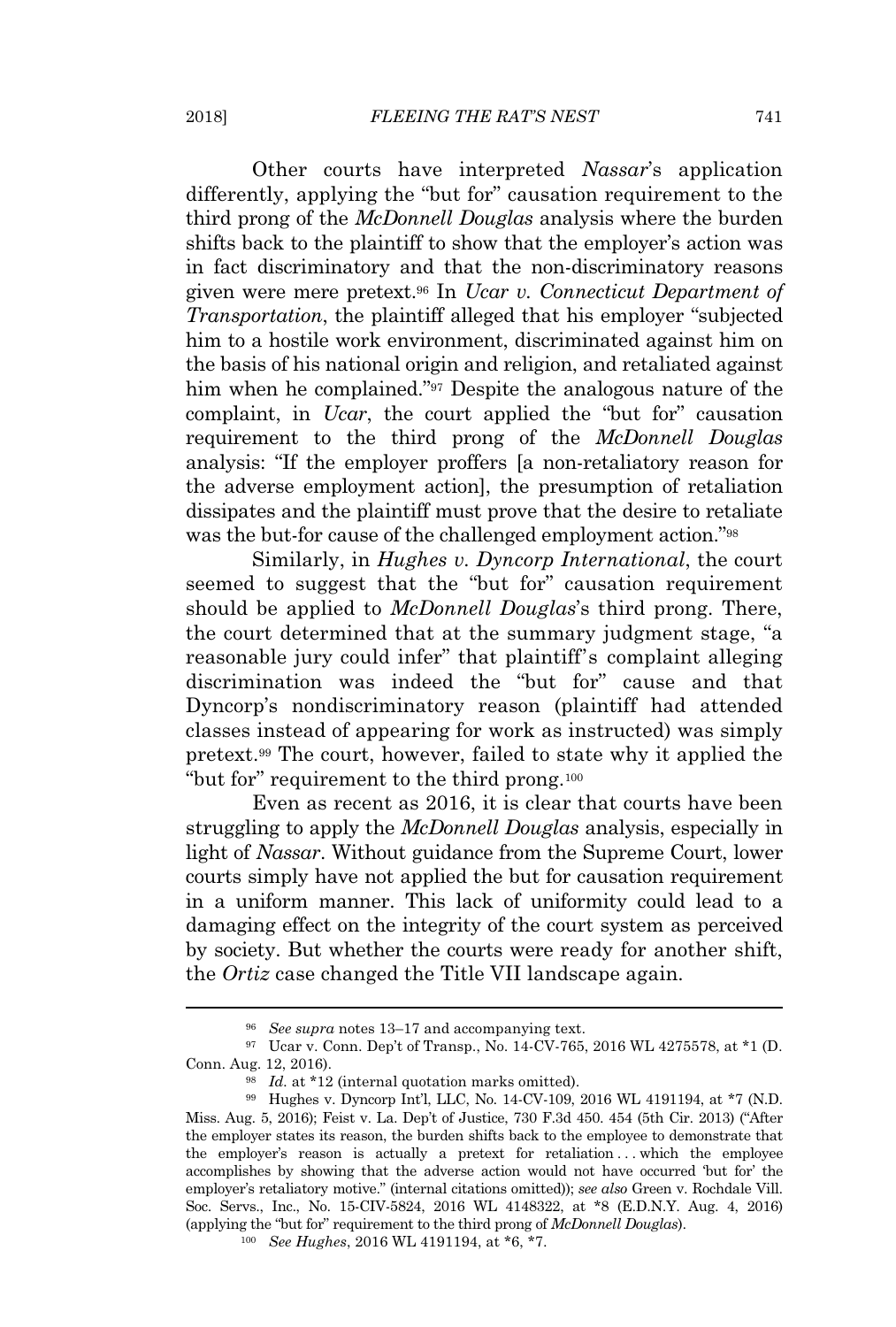Other courts have interpreted *Nassar*'s application differently, applying the "but for" causation requirement to the third prong of the *McDonnell Douglas* analysis where the burden shifts back to the plaintiff to show that the employer's action was in fact discriminatory and that the non-discriminatory reasons given were mere pretext.[96] In *Ucar v. Connecticut Department of Transportation*, the plaintiff alleged that his employer "subjected him to a hostile work environment, discriminated against him on the basis of his national origin and religion, and retaliated against him when he complained."[97] Despite the analogous nature of the complaint, in *Ucar*, the court applied the "but for" causation requirement to the third prong of the *McDonnell Douglas* analysis: "If the employer proffers [a non-retaliatory reason for the adverse employment action], the presumption of retaliation dissipates and the plaintiff must prove that the desire to retaliate was the but-for cause of the challenged employment action."[98]

Similarly, in *Hughes v. Dyncorp International*, the court seemed to suggest that the "but for" causation requirement should be applied to *McDonnell Douglas*'s third prong. There, the court determined that at the summary judgment stage, "a reasonable jury could infer" that plaintiff's complaint alleging discrimination was indeed the "but for" cause and that Dyncorp's nondiscriminatory reason (plaintiff had attended classes instead of appearing for work as instructed) was simply pretext.[99] The court, however, failed to state why it applied the "but for" requirement to the third prong.[100]

Even as recent as 2016, it is clear that courts have been struggling to apply the *McDonnell Douglas* analysis, especially in light of *Nassar*. Without guidance from the Supreme Court, lower courts simply have not applied the but for causation requirement in a uniform manner. This lack of uniformity could lead to a damaging effect on the integrity of the court system as perceived by society. But whether the courts were ready for another shift, the *Ortiz* case changed the Title VII landscape again.

---

[96] *See supra* notes 13–17 and accompanying text.

[97] Ucar v. Conn. Dep't of Transp., No. 14-CV-765, 2016 WL 4275578, at *1 (D. Conn. Aug. 12, 2016).

[98] *Id.* at *12 (internal quotation marks omitted).

[99] Hughes v. Dyncorp Int'l, LLC, No. 14-CV-109, 2016 WL 4191194, at *7 (N.D. Miss. Aug. 5, 2016); Feist v. La. Dep't of Justice, 730 F.3d 450. 454 (5th Cir. 2013) ("After the employer states its reason, the burden shifts back to the employee to demonstrate that the employer's reason is actually a pretext for retaliation . . . which the employee accomplishes by showing that the adverse action would not have occurred 'but for' the employer's retaliatory motive." (internal citations omitted)); *see also* Green v. Rochdale Vill. Soc. Servs., Inc., No. 15-CIV-5824, 2016 WL 4148322, at *8 (E.D.N.Y. Aug. 4, 2016) (applying the "but for" requirement to the third prong of *McDonnell Douglas*).

[100] *See Hughes*, 2016 WL 4191194, at *6, *7.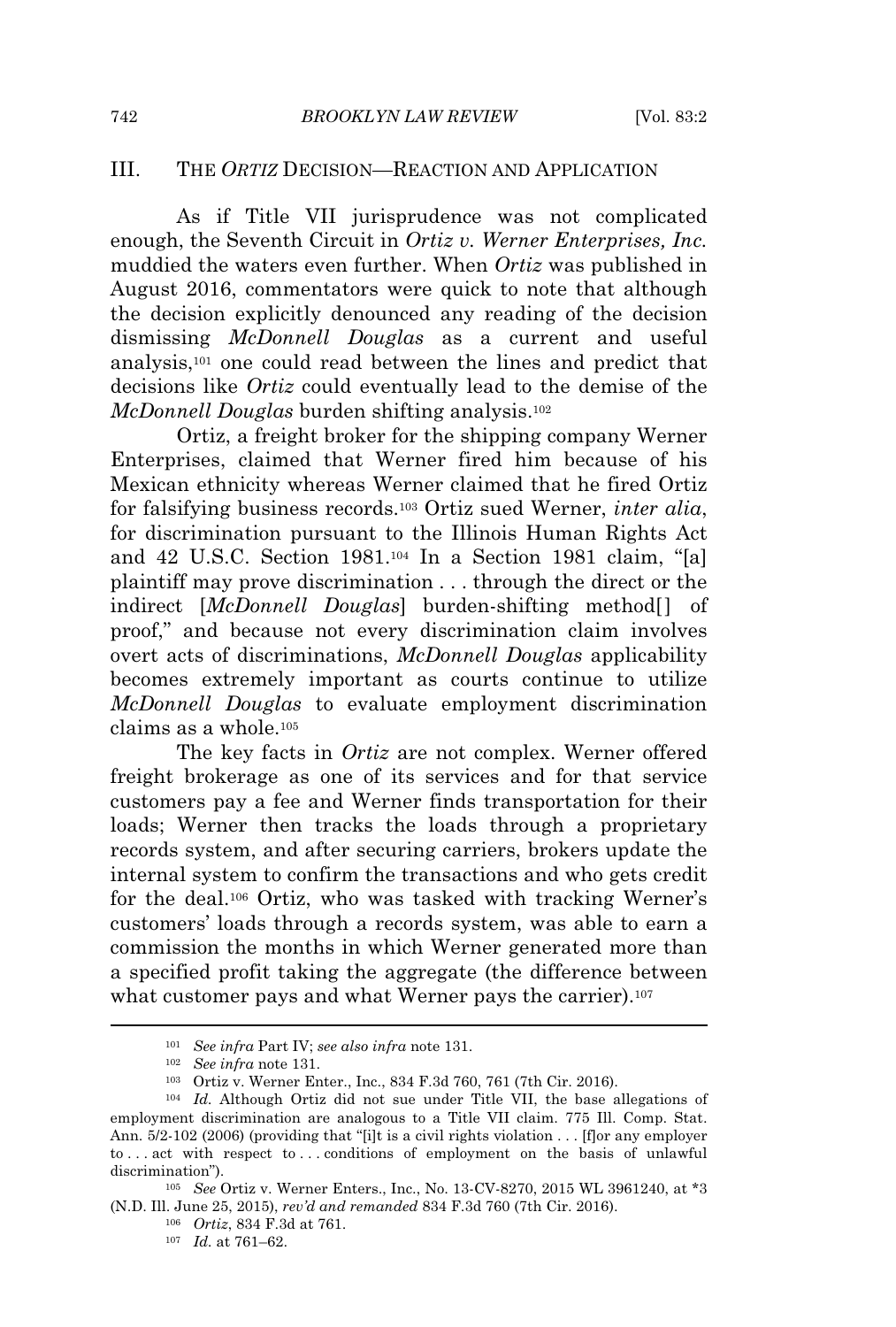## III. THE *ORTIZ* DECISION—REACTION AND APPLICATION

As if Title VII jurisprudence was not complicated enough, the Seventh Circuit in *Ortiz v. Werner Enterprises, Inc.* muddied the waters even further. When *Ortiz* was published in August 2016, commentators were quick to note that although the decision explicitly denounced any reading of the decision dismissing *McDonnell Douglas* as a current and useful analysis,[101] one could read between the lines and predict that decisions like *Ortiz* could eventually lead to the demise of the *McDonnell Douglas* burden shifting analysis.[102]

Ortiz, a freight broker for the shipping company Werner Enterprises, claimed that Werner fired him because of his Mexican ethnicity whereas Werner claimed that he fired Ortiz for falsifying business records.[103] Ortiz sued Werner, *inter alia*, for discrimination pursuant to the Illinois Human Rights Act and 42 U.S.C. Section 1981.[104] In a Section 1981 claim, "[a] plaintiff may prove discrimination . . . through the direct or the indirect [*McDonnell Douglas*] burden-shifting method[] of proof," and because not every discrimination claim involves overt acts of discriminations, *McDonnell Douglas* applicability becomes extremely important as courts continue to utilize *McDonnell Douglas* to evaluate employment discrimination claims as a whole.[105]

The key facts in *Ortiz* are not complex. Werner offered freight brokerage as one of its services and for that service customers pay a fee and Werner finds transportation for their loads; Werner then tracks the loads through a proprietary records system, and after securing carriers, brokers update the internal system to confirm the transactions and who gets credit for the deal.[106] Ortiz, who was tasked with tracking Werner's customers' loads through a records system, was able to earn a commission the months in which Werner generated more than a specified profit taking the aggregate (the difference between what customer pays and what Werner pays the carrier).[107]

---

[101] *See infra* Part IV; *see also infra* note 131.

[102] *See infra* note 131.

[103] Ortiz v. Werner Enter., Inc., 834 F.3d 760, 761 (7th Cir. 2016).

[104] *Id.* Although Ortiz did not sue under Title VII, the base allegations of employment discrimination are analogous to a Title VII claim. 775 Ill. Comp. Stat. Ann. 5/2-102 (2006) (providing that "[i]t is a civil rights violation . . . [f]or any employer to . . . act with respect to . . . conditions of employment on the basis of unlawful discrimination").

[105] *See* Ortiz v. Werner Enters., Inc., No. 13-CV-8270, 2015 WL 3961240, at *3 (N.D. Ill. June 25, 2015), *rev'd and remanded* 834 F.3d 760 (7th Cir. 2016).

[106] *Ortiz*, 834 F.3d at 761.

[107] *Id.* at 761–62.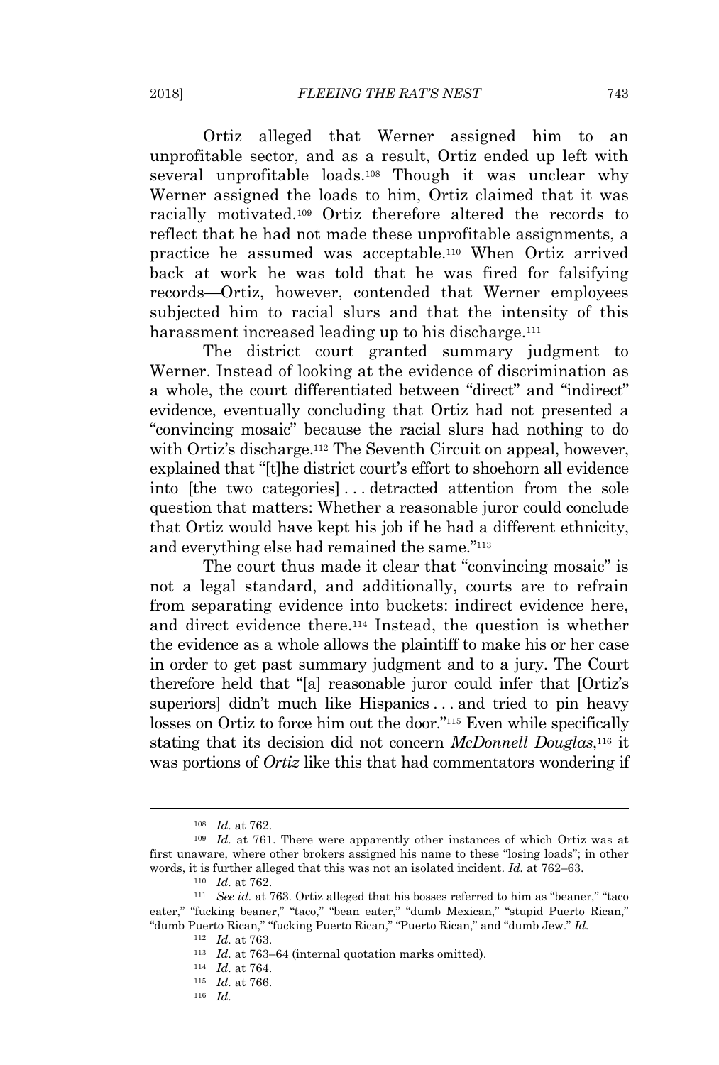Ortiz alleged that Werner assigned him to an unprofitable sector, and as a result, Ortiz ended up left with several unprofitable loads.[108] Though it was unclear why Werner assigned the loads to him, Ortiz claimed that it was racially motivated.[109] Ortiz therefore altered the records to reflect that he had not made these unprofitable assignments, a practice he assumed was acceptable.[110] When Ortiz arrived back at work he was told that he was fired for falsifying records—Ortiz, however, contended that Werner employees subjected him to racial slurs and that the intensity of this harassment increased leading up to his discharge.[111]

The district court granted summary judgment to Werner. Instead of looking at the evidence of discrimination as a whole, the court differentiated between "direct" and "indirect" evidence, eventually concluding that Ortiz had not presented a "convincing mosaic" because the racial slurs had nothing to do with Ortiz's discharge.[112] The Seventh Circuit on appeal, however, explained that "[t]he district court's effort to shoehorn all evidence into [the two categories] . . . detracted attention from the sole question that matters: Whether a reasonable juror could conclude that Ortiz would have kept his job if he had a different ethnicity, and everything else had remained the same."[113]

The court thus made it clear that "convincing mosaic" is not a legal standard, and additionally, courts are to refrain from separating evidence into buckets: indirect evidence here, and direct evidence there.[114] Instead, the question is whether the evidence as a whole allows the plaintiff to make his or her case in order to get past summary judgment and to a jury. The Court therefore held that "[a] reasonable juror could infer that [Ortiz's superiors] didn't much like Hispanics . . . and tried to pin heavy losses on Ortiz to force him out the door."[115] Even while specifically stating that its decision did not concern *McDonnell Douglas*,[116] it was portions of *Ortiz* like this that had commentators wondering if

---

[108] *Id.* at 762.

[109] *Id.* at 761. There were apparently other instances of which Ortiz was at first unaware, where other brokers assigned his name to these "losing loads"; in other words, it is further alleged that this was not an isolated incident. *Id.* at 762–63.

[110] *Id.* at 762.

[111] *See id.* at 763. Ortiz alleged that his bosses referred to him as "beaner," "taco eater," "fucking beaner," "taco," "bean eater," "dumb Mexican," "stupid Puerto Rican," "dumb Puerto Rican," "fucking Puerto Rican," "Puerto Rican," and "dumb Jew." *Id.*

[112] *Id.* at 763.

[113] *Id.* at 763–64 (internal quotation marks omitted).

[114] *Id.* at 764.

[115] *Id.* at 766.

[116] *Id.*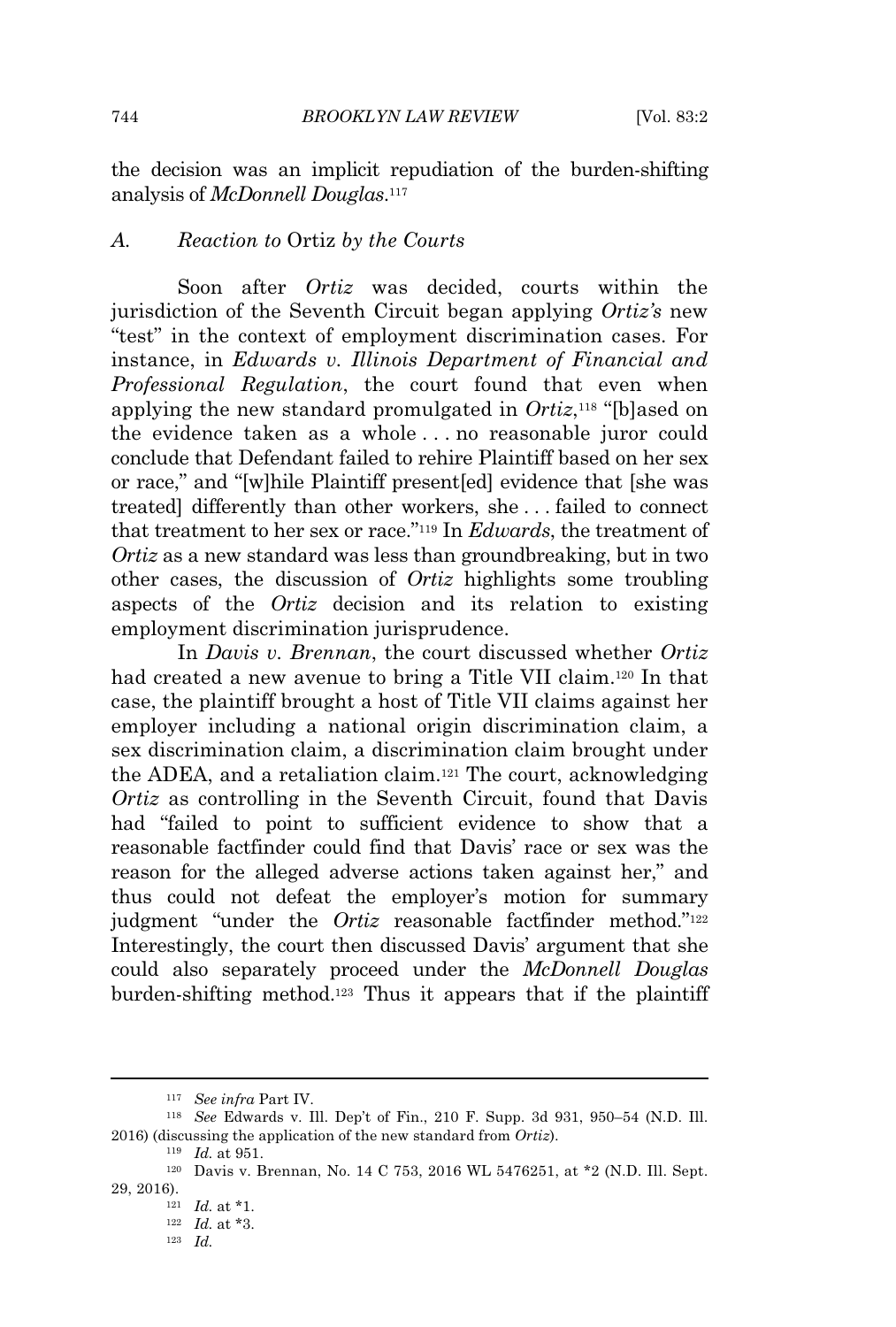the decision was an implicit repudiation of the burden-shifting analysis of *McDonnell Douglas*.[117]

### *A. Reaction to* Ortiz *by the Courts*

Soon after *Ortiz* was decided, courts within the jurisdiction of the Seventh Circuit began applying *Ortiz's* new "test" in the context of employment discrimination cases. For instance, in *Edwards v. Illinois Department of Financial and Professional Regulation*, the court found that even when applying the new standard promulgated in *Ortiz*,[118] "[b]ased on the evidence taken as a whole . . . no reasonable juror could conclude that Defendant failed to rehire Plaintiff based on her sex or race," and "[w]hile Plaintiff present[ed] evidence that [she was treated] differently than other workers, she . . . failed to connect that treatment to her sex or race."[119] In *Edwards*, the treatment of *Ortiz* as a new standard was less than groundbreaking, but in two other cases, the discussion of *Ortiz* highlights some troubling aspects of the *Ortiz* decision and its relation to existing employment discrimination jurisprudence.

In *Davis v. Brennan*, the court discussed whether *Ortiz* had created a new avenue to bring a Title VII claim.[120] In that case, the plaintiff brought a host of Title VII claims against her employer including a national origin discrimination claim, a sex discrimination claim, a discrimination claim brought under the ADEA, and a retaliation claim.[121] The court, acknowledging *Ortiz* as controlling in the Seventh Circuit, found that Davis had "failed to point to sufficient evidence to show that a reasonable factfinder could find that Davis' race or sex was the reason for the alleged adverse actions taken against her," and thus could not defeat the employer's motion for summary judgment "under the *Ortiz* reasonable factfinder method."[122] Interestingly, the court then discussed Davis' argument that she could also separately proceed under the *McDonnell Douglas* burden-shifting method.[123] Thus it appears that if the plaintiff

---

[117] *See infra* Part IV.

[118] *See* Edwards v. Ill. Dep't of Fin., 210 F. Supp. 3d 931, 950–54 (N.D. Ill. 2016) (discussing the application of the new standard from *Ortiz*).

[119] *Id.* at 951.

[120] Davis v. Brennan, No. 14 C 753, 2016 WL 5476251, at *2 (N.D. Ill. Sept. 29, 2016).

[121] *Id.* at *1.

[122] *Id.* at *3.

[123] *Id.*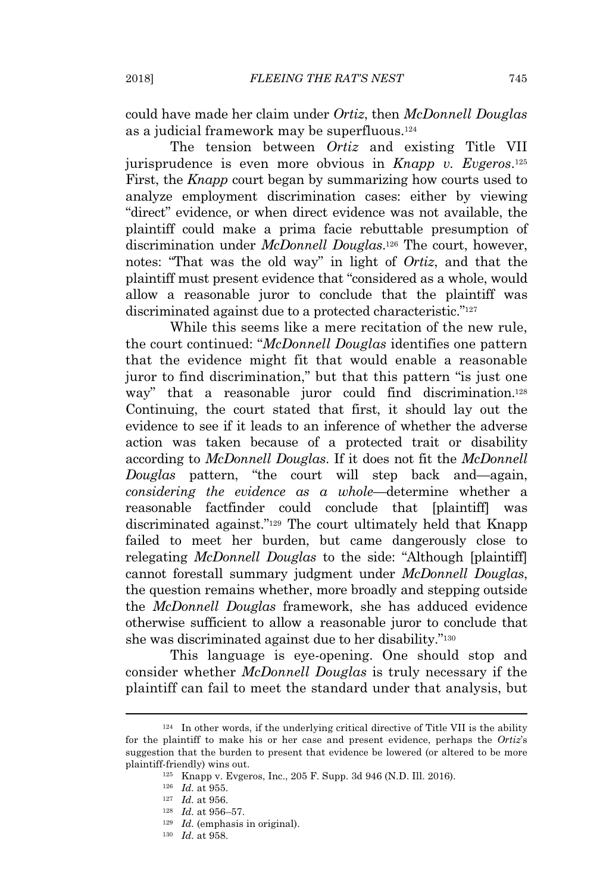could have made her claim under *Ortiz*, then *McDonnell Douglas* as a judicial framework may be superfluous.[124]

The tension between *Ortiz* and existing Title VII jurisprudence is even more obvious in *Knapp v. Evgeros*.[125] First, the *Knapp* court began by summarizing how courts used to analyze employment discrimination cases: either by viewing "direct" evidence, or when direct evidence was not available, the plaintiff could make a prima facie rebuttable presumption of discrimination under *McDonnell Douglas*.[126] The court, however, notes: "That was the old way" in light of *Ortiz*, and that the plaintiff must present evidence that "considered as a whole, would allow a reasonable juror to conclude that the plaintiff was discriminated against due to a protected characteristic."[127]

While this seems like a mere recitation of the new rule, the court continued: "*McDonnell Douglas* identifies one pattern that the evidence might fit that would enable a reasonable juror to find discrimination," but that this pattern "is just one way" that a reasonable juror could find discrimination.[128] Continuing, the court stated that first, it should lay out the evidence to see if it leads to an inference of whether the adverse action was taken because of a protected trait or disability according to *McDonnell Douglas*. If it does not fit the *McDonnell Douglas* pattern, "the court will step back and—again, *considering the evidence as a whole*—determine whether a reasonable factfinder could conclude that [plaintiff] was discriminated against."[129] The court ultimately held that Knapp failed to meet her burden, but came dangerously close to relegating *McDonnell Douglas* to the side: "Although [plaintiff] cannot forestall summary judgment under *McDonnell Douglas*, the question remains whether, more broadly and stepping outside the *McDonnell Douglas* framework, she has adduced evidence otherwise sufficient to allow a reasonable juror to conclude that she was discriminated against due to her disability."[130]

This language is eye-opening. One should stop and consider whether *McDonnell Douglas* is truly necessary if the plaintiff can fail to meet the standard under that analysis, but

---

[124] In other words, if the underlying critical directive of Title VII is the ability for the plaintiff to make his or her case and present evidence, perhaps the *Ortiz*'s suggestion that the burden to present that evidence be lowered (or altered to be more plaintiff-friendly) wins out.

[125] Knapp v. Evgeros, Inc., 205 F. Supp. 3d 946 (N.D. Ill. 2016).

[126] *Id.* at 955.

[127] *Id.* at 956.

[128] *Id.* at 956–57.

[129] *Id.* (emphasis in original).

[130] *Id.* at 958.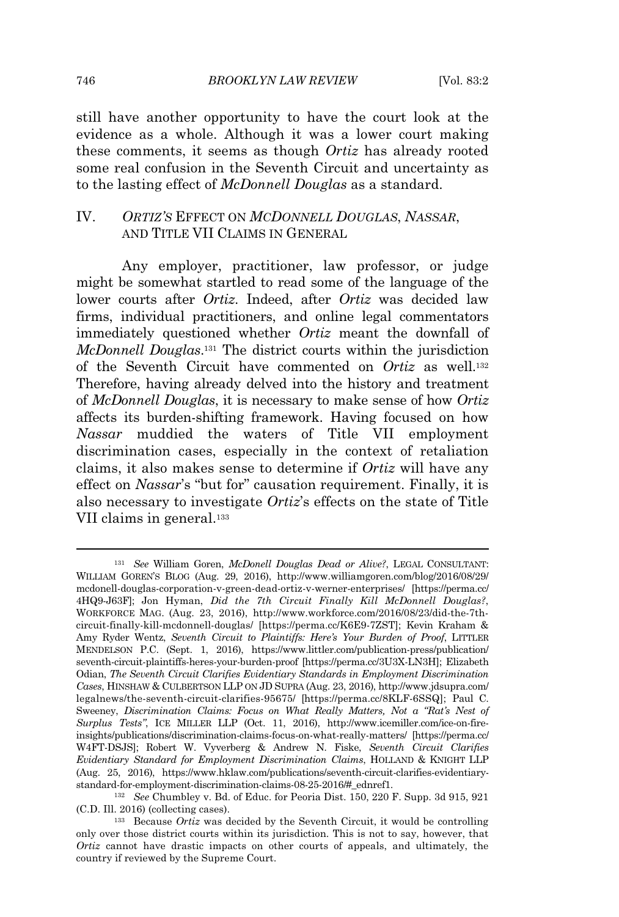still have another opportunity to have the court look at the evidence as a whole. Although it was a lower court making these comments, it seems as though *Ortiz* has already rooted some real confusion in the Seventh Circuit and uncertainty as to the lasting effect of *McDonnell Douglas* as a standard.

## IV. *ORTIZ'S* EFFECT ON *MCDONNELL DOUGLAS*, *NASSAR*, AND TITLE VII CLAIMS IN GENERAL

Any employer, practitioner, law professor, or judge might be somewhat startled to read some of the language of the lower courts after *Ortiz*. Indeed, after *Ortiz* was decided law firms, individual practitioners, and online legal commentators immediately questioned whether *Ortiz* meant the downfall of *McDonnell Douglas*.[131] The district courts within the jurisdiction of the Seventh Circuit have commented on *Ortiz* as well.[132] Therefore, having already delved into the history and treatment of *McDonnell Douglas*, it is necessary to make sense of how *Ortiz* affects its burden-shifting framework. Having focused on how *Nassar* muddied the waters of Title VII employment discrimination cases, especially in the context of retaliation claims, it also makes sense to determine if *Ortiz* will have any effect on *Nassar*'s "but for" causation requirement. Finally, it is also necessary to investigate *Ortiz*'s effects on the state of Title VII claims in general.[133]

---

[131] *See* William Goren, *McDonell Douglas Dead or Alive?*, LEGAL CONSULTANT: WILLIAM GOREN'S BLOG (Aug. 29, 2016), http://www.williamgoren.com/blog/2016/08/29/mcdonell-douglas-corporation-v-green-dead-ortiz-v-werner-enterprises/ [https://perma.cc/4HQ9-J63F]; Jon Hyman, *Did the 7th Circuit Finally Kill McDonnell Douglas?*, WORKFORCE MAG. (Aug. 23, 2016), http://www.workforce.com/2016/08/23/did-the-7th-circuit-finally-kill-mcdonnell-douglas/ [https://perma.cc/K6E9-7ZST]; Kevin Kraham & Amy Ryder Wentz, *Seventh Circuit to Plaintiffs: Here's Your Burden of Proof*, LITTLER MENDELSON P.C. (Sept. 1, 2016), https://www.littler.com/publication-press/publication/seventh-circuit-plaintiffs-heres-your-burden-proof [https://perma.cc/3U3X-LN3H]; Elizabeth Odian, *The Seventh Circuit Clarifies Evidentiary Standards in Employment Discrimination Cases*, HINSHAW & CULBERTSON LLP ON JD SUPRA (Aug. 23, 2016), http://www.jdsupra.com/legalnews/the-seventh-circuit-clarifies-95675/ [https://perma.cc/8KLF-6SSQ]; Paul C. Sweeney, *Discrimination Claims: Focus on What Really Matters, Not a "Rat's Nest of Surplus Tests"*, ICE MILLER LLP (Oct. 11, 2016), http://www.icemiller.com/ice-on-fire-insights/publications/discrimination-claims-focus-on-what-really-matters/ [https://perma.cc/W4FT-DSJS]; Robert W. Vyverberg & Andrew N. Fiske, *Seventh Circuit Clarifies Evidentiary Standard for Employment Discrimination Claims*, HOLLAND & KNIGHT LLP (Aug. 25, 2016), https://www.hklaw.com/publications/seventh-circuit-clarifies-evidentiary-standard-for-employment-discrimination-claims-08-25-2016/#_ednref1.

[132] *See* Chumbley v. Bd. of Educ. for Peoria Dist. 150, 220 F. Supp. 3d 915, 921 (C.D. Ill. 2016) (collecting cases).

[133] Because *Ortiz* was decided by the Seventh Circuit, it would be controlling only over those district courts within its jurisdiction. This is not to say, however, that *Ortiz* cannot have drastic impacts on other courts of appeals, and ultimately, the country if reviewed by the Supreme Court.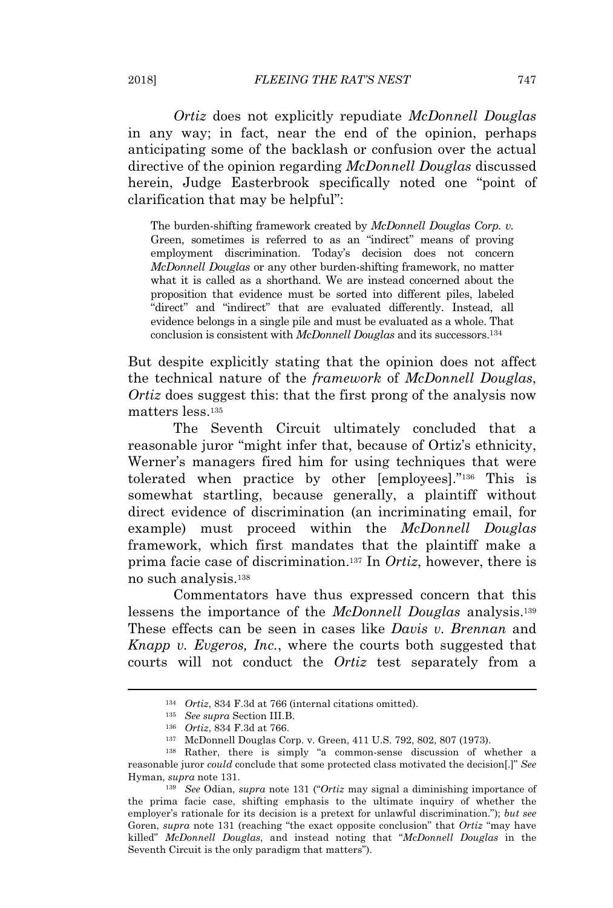*Ortiz* does not explicitly repudiate *McDonnell Douglas* in any way; in fact, near the end of the opinion, perhaps anticipating some of the backlash or confusion over the actual directive of the opinion regarding *McDonnell Douglas* discussed herein, Judge Easterbrook specifically noted one "point of clarification that may be helpful":

> The burden-shifting framework created by *McDonnell Douglas Corp. v.* Green, sometimes is referred to as an "indirect" means of proving employment discrimination. Today's decision does not concern *McDonnell Douglas* or any other burden-shifting framework, no matter what it is called as a shorthand. We are instead concerned about the proposition that evidence must be sorted into different piles, labeled "direct" and "indirect" that are evaluated differently. Instead, all evidence belongs in a single pile and must be evaluated as a whole. That conclusion is consistent with *McDonnell Douglas* and its successors.[134]

But despite explicitly stating that the opinion does not affect the technical nature of the *framework* of *McDonnell Douglas*, *Ortiz* does suggest this: that the first prong of the analysis now matters less.[135]

The Seventh Circuit ultimately concluded that a reasonable juror "might infer that, because of Ortiz's ethnicity, Werner's managers fired him for using techniques that were tolerated when practice by other [employees]."[136] This is somewhat startling, because generally, a plaintiff without direct evidence of discrimination (an incriminating email, for example) must proceed within the *McDonnell Douglas* framework, which first mandates that the plaintiff make a prima facie case of discrimination.[137] In *Ortiz*, however, there is no such analysis.[138]

Commentators have thus expressed concern that this lessens the importance of the *McDonnell Douglas* analysis.[139] These effects can be seen in cases like *Davis v. Brennan* and *Knapp v. Evgeros, Inc.*, where the courts both suggested that courts will not conduct the *Ortiz* test separately from a

---

[134] *Ortiz*, 834 F.3d at 766 (internal citations omitted).

[135] *See supra* Section III.B.

[136] *Ortiz*, 834 F.3d at 766.

[137] McDonnell Douglas Corp. v. Green, 411 U.S. 792, 802, 807 (1973).

[138] Rather, there is simply "a common-sense discussion of whether a reasonable juror *could* conclude that some protected class motivated the decision[.]" *See* Hyman, *supra* note 131.

[139] *See* Odian, *supra* note 131 ("*Ortiz* may signal a diminishing importance of the prima facie case, shifting emphasis to the ultimate inquiry of whether the employer's rationale for its decision is a pretext for unlawful discrimination."); *but see* Goren, *supra* note 131 (reaching "the exact opposite conclusion" that *Ortiz* "may have killed" *McDonnell Douglas*, and instead noting that "*McDonnell Douglas* in the Seventh Circuit is the only paradigm that matters").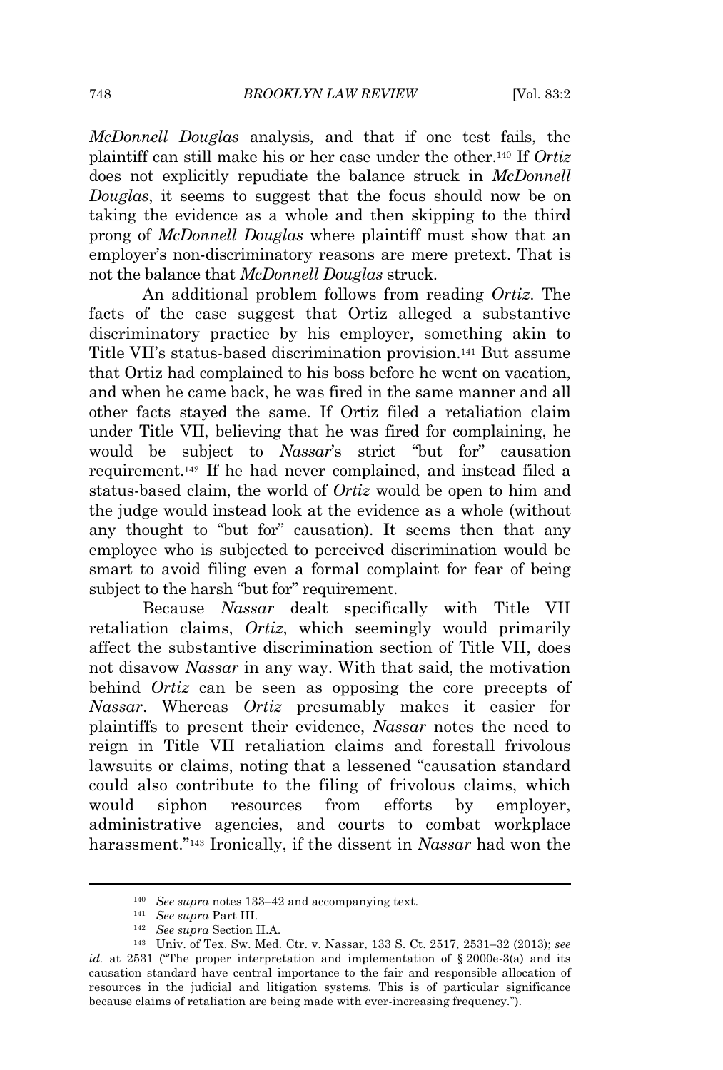*McDonnell Douglas* analysis, and that if one test fails, the plaintiff can still make his or her case under the other.[140] If *Ortiz* does not explicitly repudiate the balance struck in *McDonnell Douglas*, it seems to suggest that the focus should now be on taking the evidence as a whole and then skipping to the third prong of *McDonnell Douglas* where plaintiff must show that an employer's non-discriminatory reasons are mere pretext. That is not the balance that *McDonnell Douglas* struck.

An additional problem follows from reading *Ortiz*. The facts of the case suggest that Ortiz alleged a substantive discriminatory practice by his employer, something akin to Title VII's status-based discrimination provision.[141] But assume that Ortiz had complained to his boss before he went on vacation, and when he came back, he was fired in the same manner and all other facts stayed the same. If Ortiz filed a retaliation claim under Title VII, believing that he was fired for complaining, he would be subject to *Nassar*'s strict "but for" causation requirement.[142] If he had never complained, and instead filed a status-based claim, the world of *Ortiz* would be open to him and the judge would instead look at the evidence as a whole (without any thought to "but for" causation). It seems then that any employee who is subjected to perceived discrimination would be smart to avoid filing even a formal complaint for fear of being subject to the harsh "but for" requirement.

Because *Nassar* dealt specifically with Title VII retaliation claims, *Ortiz*, which seemingly would primarily affect the substantive discrimination section of Title VII, does not disavow *Nassar* in any way. With that said, the motivation behind *Ortiz* can be seen as opposing the core precepts of *Nassar*. Whereas *Ortiz* presumably makes it easier for plaintiffs to present their evidence, *Nassar* notes the need to reign in Title VII retaliation claims and forestall frivolous lawsuits or claims, noting that a lessened "causation standard could also contribute to the filing of frivolous claims, which would siphon resources from efforts by employer, administrative agencies, and courts to combat workplace harassment."[143] Ironically, if the dissent in *Nassar* had won the

---

[140] *See supra* notes 133–42 and accompanying text.

[141] *See supra* Part III.

[142] *See supra* Section II.A.

[143] Univ. of Tex. Sw. Med. Ctr. v. Nassar, 133 S. Ct. 2517, 2531–32 (2013); *see id.* at 2531 ("The proper interpretation and implementation of § 2000e-3(a) and its causation standard have central importance to the fair and responsible allocation of resources in the judicial and litigation systems. This is of particular significance because claims of retaliation are being made with ever-increasing frequency.").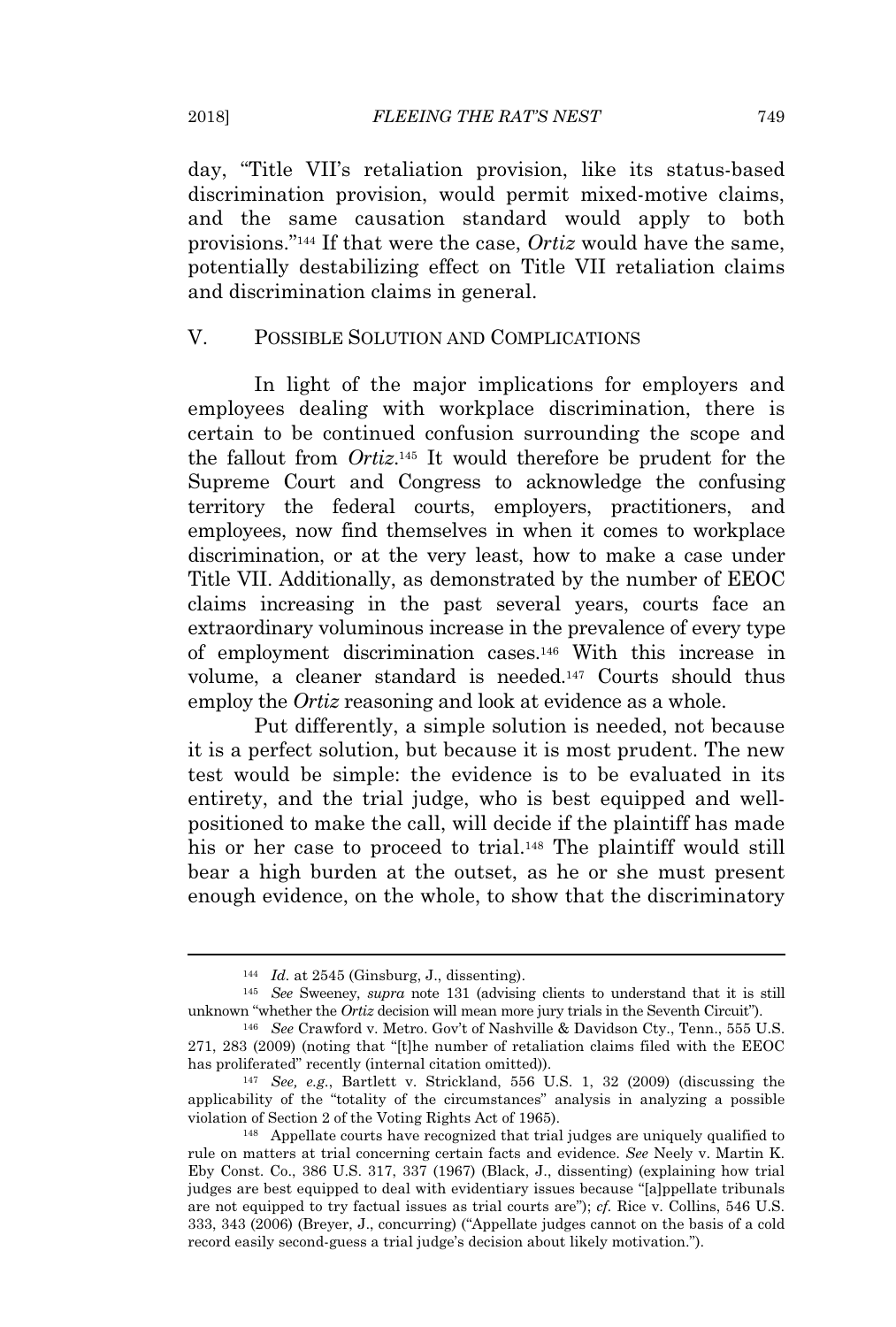day, "Title VII's retaliation provision, like its status-based discrimination provision, would permit mixed-motive claims, and the same causation standard would apply to both provisions."[144] If that were the case, *Ortiz* would have the same, potentially destabilizing effect on Title VII retaliation claims and discrimination claims in general.

## V. POSSIBLE SOLUTION AND COMPLICATIONS

In light of the major implications for employers and employees dealing with workplace discrimination, there is certain to be continued confusion surrounding the scope and the fallout from *Ortiz*.[145] It would therefore be prudent for the Supreme Court and Congress to acknowledge the confusing territory the federal courts, employers, practitioners, and employees, now find themselves in when it comes to workplace discrimination, or at the very least, how to make a case under Title VII. Additionally, as demonstrated by the number of EEOC claims increasing in the past several years, courts face an extraordinary voluminous increase in the prevalence of every type of employment discrimination cases.[146] With this increase in volume, a cleaner standard is needed.[147] Courts should thus employ the *Ortiz* reasoning and look at evidence as a whole.

Put differently, a simple solution is needed, not because it is a perfect solution, but because it is most prudent. The new test would be simple: the evidence is to be evaluated in its entirety, and the trial judge, who is best equipped and well-positioned to make the call, will decide if the plaintiff has made his or her case to proceed to trial.[148] The plaintiff would still bear a high burden at the outset, as he or she must present enough evidence, on the whole, to show that the discriminatory

---

[144] *Id.* at 2545 (Ginsburg, J., dissenting).

[145] *See* Sweeney, *supra* note 131 (advising clients to understand that it is still unknown "whether the *Ortiz* decision will mean more jury trials in the Seventh Circuit").

[146] *See* Crawford v. Metro. Gov't of Nashville & Davidson Cty., Tenn., 555 U.S. 271, 283 (2009) (noting that "[t]he number of retaliation claims filed with the EEOC has proliferated" recently (internal citation omitted)).

[147] *See, e.g.*, Bartlett v. Strickland, 556 U.S. 1, 32 (2009) (discussing the applicability of the "totality of the circumstances" analysis in analyzing a possible violation of Section 2 of the Voting Rights Act of 1965).

[148] Appellate courts have recognized that trial judges are uniquely qualified to rule on matters at trial concerning certain facts and evidence. *See* Neely v. Martin K. Eby Const. Co., 386 U.S. 317, 337 (1967) (Black, J., dissenting) (explaining how trial judges are best equipped to deal with evidentiary issues because "[a]ppellate tribunals are not equipped to try factual issues as trial courts are"); *cf.* Rice v. Collins, 546 U.S. 333, 343 (2006) (Breyer, J., concurring) ("Appellate judges cannot on the basis of a cold record easily second-guess a trial judge's decision about likely motivation.").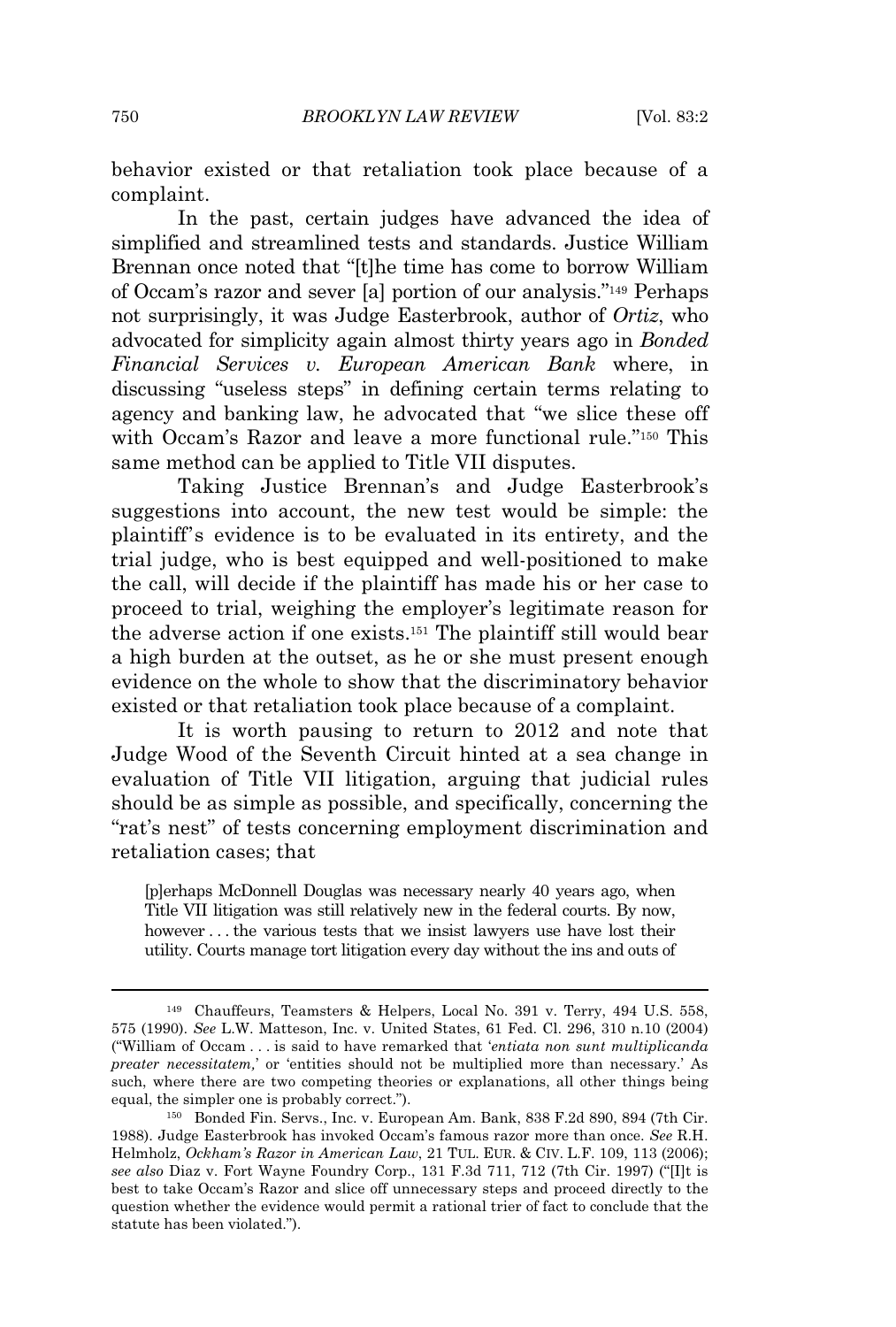behavior existed or that retaliation took place because of a complaint.

In the past, certain judges have advanced the idea of simplified and streamlined tests and standards. Justice William Brennan once noted that "[t]he time has come to borrow William of Occam's razor and sever [a] portion of our analysis."[149] Perhaps not surprisingly, it was Judge Easterbrook, author of *Ortiz*, who advocated for simplicity again almost thirty years ago in *Bonded Financial Services v. European American Bank* where, in discussing "useless steps" in defining certain terms relating to agency and banking law, he advocated that "we slice these off with Occam's Razor and leave a more functional rule."[150] This same method can be applied to Title VII disputes.

Taking Justice Brennan's and Judge Easterbrook's suggestions into account, the new test would be simple: the plaintiff's evidence is to be evaluated in its entirety, and the trial judge, who is best equipped and well-positioned to make the call, will decide if the plaintiff has made his or her case to proceed to trial, weighing the employer's legitimate reason for the adverse action if one exists.[151] The plaintiff still would bear a high burden at the outset, as he or she must present enough evidence on the whole to show that the discriminatory behavior existed or that retaliation took place because of a complaint.

It is worth pausing to return to 2012 and note that Judge Wood of the Seventh Circuit hinted at a sea change in evaluation of Title VII litigation, arguing that judicial rules should be as simple as possible, and specifically, concerning the "rat's nest" of tests concerning employment discrimination and retaliation cases; that

> [p]erhaps McDonnell Douglas was necessary nearly 40 years ago, when Title VII litigation was still relatively new in the federal courts. By now, however . . . the various tests that we insist lawyers use have lost their utility. Courts manage tort litigation every day without the ins and outs of

---

[149] Chauffeurs, Teamsters & Helpers, Local No. 391 v. Terry, 494 U.S. 558, 575 (1990). *See* L.W. Matteson, Inc. v. United States, 61 Fed. Cl. 296, 310 n.10 (2004) ("William of Occam . . . is said to have remarked that '*entiata non sunt multiplicanda preater necessitatem,*' or 'entities should not be multiplied more than necessary.' As such, where there are two competing theories or explanations, all other things being equal, the simpler one is probably correct.").

[150] Bonded Fin. Servs., Inc. v. European Am. Bank, 838 F.2d 890, 894 (7th Cir. 1988). Judge Easterbrook has invoked Occam's famous razor more than once. *See* R.H. Helmholz, *Ockham's Razor in American Law*, 21 TUL. EUR. & CIV. L.F. 109, 113 (2006); *see also* Diaz v. Fort Wayne Foundry Corp., 131 F.3d 711, 712 (7th Cir. 1997) ("[I]t is best to take Occam's Razor and slice off unnecessary steps and proceed directly to the question whether the evidence would permit a rational trier of fact to conclude that the statute has been violated.").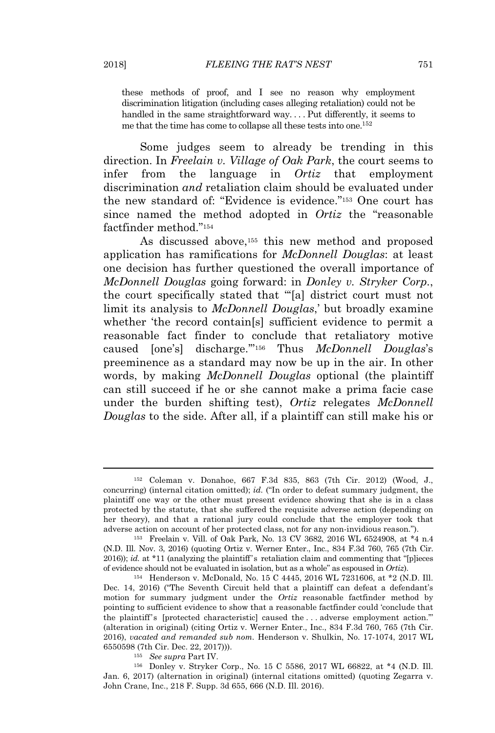these methods of proof, and I see no reason why employment discrimination litigation (including cases alleging retaliation) could not be handled in the same straightforward way. . . . Put differently, it seems to me that the time has come to collapse all these tests into one.[152]

Some judges seem to already be trending in this direction. In *Freelain v. Village of Oak Park*, the court seems to infer from the language in *Ortiz* that employment discrimination *and* retaliation claim should be evaluated under the new standard of: "Evidence is evidence."[153] One court has since named the method adopted in *Ortiz* the "reasonable factfinder method."[154]

As discussed above,[155] this new method and proposed application has ramifications for *McDonnell Douglas*: at least one decision has further questioned the overall importance of *McDonnell Douglas* going forward: in *Donley v. Stryker Corp.*, the court specifically stated that "'[a] district court must not limit its analysis to *McDonnell Douglas*,' but broadly examine whether 'the record contain[s] sufficient evidence to permit a reasonable fact finder to conclude that retaliatory motive caused [one's] discharge.'"[156] Thus *McDonnell Douglas*'s preeminence as a standard may now be up in the air. In other words, by making *McDonnell Douglas* optional (the plaintiff can still succeed if he or she cannot make a prima facie case under the burden shifting test), *Ortiz* relegates *McDonnell Douglas* to the side. After all, if a plaintiff can still make his or

---

[152] Coleman v. Donahoe, 667 F.3d 835, 863 (7th Cir. 2012) (Wood, J., concurring) (internal citation omitted); *id.* ("In order to defeat summary judgment, the plaintiff one way or the other must present evidence showing that she is in a class protected by the statute, that she suffered the requisite adverse action (depending on her theory), and that a rational jury could conclude that the employer took that adverse action on account of her protected class, not for any non-invidious reason.").

[153] Freelain v. Vill. of Oak Park, No. 13 CV 3682, 2016 WL 6524908, at *4 n.4 (N.D. Ill. Nov. 3, 2016) (quoting Ortiz v. Werner Enter., Inc., 834 F.3d 760, 765 (7th Cir. 2016)); *id.* at *11 (analyzing the plaintiff's retaliation claim and commenting that "[p]ieces of evidence should not be evaluated in isolation, but as a whole" as espoused in *Ortiz*).

[154] Henderson v. McDonald, No. 15 C 4445, 2016 WL 7231606, at *2 (N.D. Ill. Dec. 14, 2016) ("The Seventh Circuit held that a plaintiff can defeat a defendant's motion for summary judgment under the *Ortiz* reasonable factfinder method by pointing to sufficient evidence to show that a reasonable factfinder could 'conclude that the plaintiff's [protected characteristic] caused the . . . adverse employment action.'" (alteration in original) (citing Ortiz v. Werner Enter., Inc., 834 F.3d 760, 765 (7th Cir. 2016), *vacated and remanded sub nom.* Henderson v. Shulkin, No. 17-1074, 2017 WL 6550598 (7th Cir. Dec. 22, 2017))).

[155] *See supra* Part IV.

[156] Donley v. Stryker Corp., No. 15 C 5586, 2017 WL 66822, at *4 (N.D. Ill. Jan. 6, 2017) (alternation in original) (internal citations omitted) (quoting Zegarra v. John Crane, Inc., 218 F. Supp. 3d 655, 666 (N.D. Ill. 2016).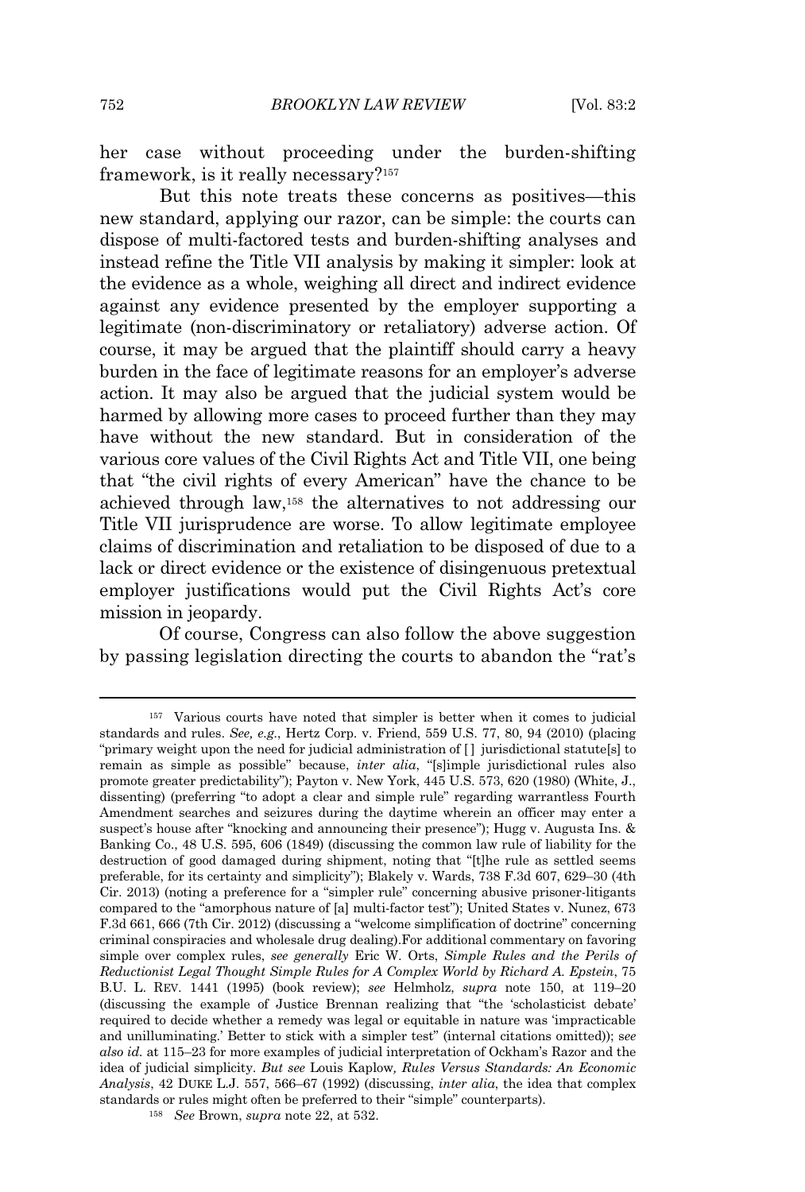her case without proceeding under the burden-shifting framework, is it really necessary?[157]

But this note treats these concerns as positives—this new standard, applying our razor, can be simple: the courts can dispose of multi-factored tests and burden-shifting analyses and instead refine the Title VII analysis by making it simpler: look at the evidence as a whole, weighing all direct and indirect evidence against any evidence presented by the employer supporting a legitimate (non-discriminatory or retaliatory) adverse action. Of course, it may be argued that the plaintiff should carry a heavy burden in the face of legitimate reasons for an employer's adverse action. It may also be argued that the judicial system would be harmed by allowing more cases to proceed further than they may have without the new standard. But in consideration of the various core values of the Civil Rights Act and Title VII, one being that "the civil rights of every American" have the chance to be achieved through law,[158] the alternatives to not addressing our Title VII jurisprudence are worse. To allow legitimate employee claims of discrimination and retaliation to be disposed of due to a lack or direct evidence or the existence of disingenuous pretextual employer justifications would put the Civil Rights Act's core mission in jeopardy.

Of course, Congress can also follow the above suggestion by passing legislation directing the courts to abandon the "rat's

---

[157] Various courts have noted that simpler is better when it comes to judicial standards and rules. *See, e.g.*, Hertz Corp. v. Friend, 559 U.S. 77, 80, 94 (2010) (placing "primary weight upon the need for judicial administration of [ ] jurisdictional statute[s] to remain as simple as possible" because, *inter alia*, "[s]imple jurisdictional rules also promote greater predictability"); Payton v. New York, 445 U.S. 573, 620 (1980) (White, J., dissenting) (preferring "to adopt a clear and simple rule" regarding warrantless Fourth Amendment searches and seizures during the daytime wherein an officer may enter a suspect's house after "knocking and announcing their presence"); Hugg v. Augusta Ins. & Banking Co., 48 U.S. 595, 606 (1849) (discussing the common law rule of liability for the destruction of good damaged during shipment, noting that "[t]he rule as settled seems preferable, for its certainty and simplicity"); Blakely v. Wards, 738 F.3d 607, 629–30 (4th Cir. 2013) (noting a preference for a "simpler rule" concerning abusive prisoner-litigants compared to the "amorphous nature of [a] multi-factor test"); United States v. Nunez, 673 F.3d 661, 666 (7th Cir. 2012) (discussing a "welcome simplification of doctrine" concerning criminal conspiracies and wholesale drug dealing).For additional commentary on favoring simple over complex rules, *see generally* Eric W. Orts, *Simple Rules and the Perils of Reductionist Legal Thought Simple Rules for A Complex World by Richard A. Epstein*, 75 B.U. L. REV. 1441 (1995) (book review); *see* Helmholz, *supra* note 150, at 119–20 (discussing the example of Justice Brennan realizing that "the 'scholasticist debate' required to decide whether a remedy was legal or equitable in nature was 'impracticable and unilluminating.' Better to stick with a simpler test" (internal citations omitted)); *see also id.* at 115–23 for more examples of judicial interpretation of Ockham's Razor and the idea of judicial simplicity. *But see* Louis Kaplow, *Rules Versus Standards: An Economic Analysis*, 42 DUKE L.J. 557, 566–67 (1992) (discussing, *inter alia*, the idea that complex standards or rules might often be preferred to their "simple" counterparts).

[158] *See* Brown, *supra* note 22, at 532.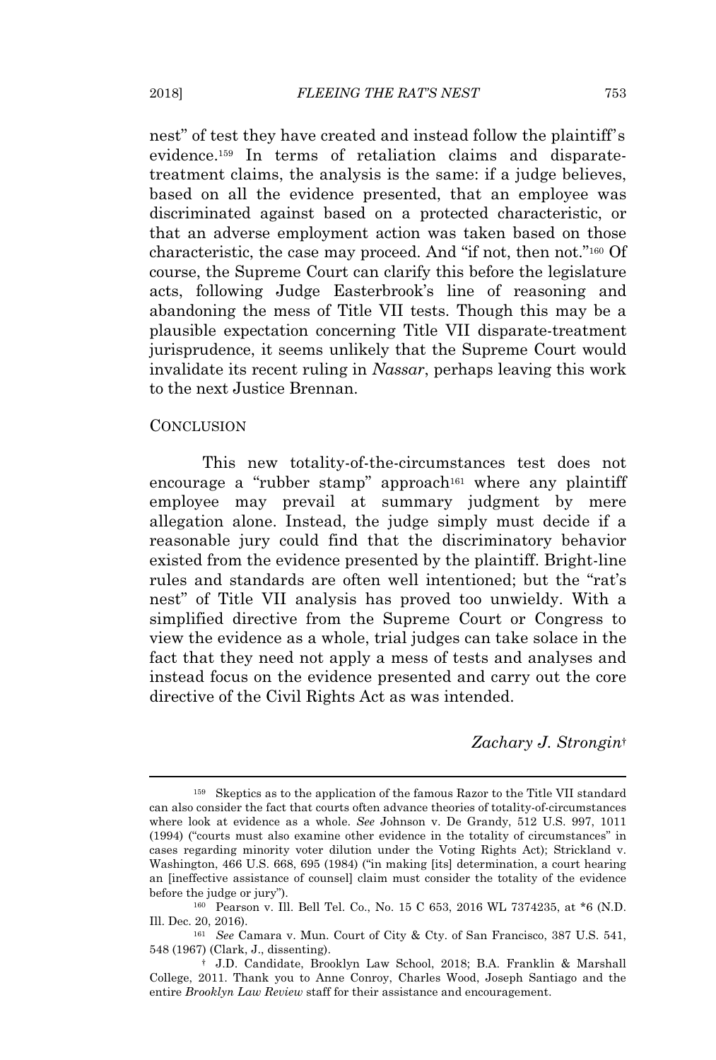nest" of test they have created and instead follow the plaintiff's evidence.[159] In terms of retaliation claims and disparate-treatment claims, the analysis is the same: if a judge believes, based on all the evidence presented, that an employee was discriminated against based on a protected characteristic, or that an adverse employment action was taken based on those characteristic, the case may proceed. And "if not, then not."[160] Of course, the Supreme Court can clarify this before the legislature acts, following Judge Easterbrook's line of reasoning and abandoning the mess of Title VII tests. Though this may be a plausible expectation concerning Title VII disparate-treatment jurisprudence, it seems unlikely that the Supreme Court would invalidate its recent ruling in *Nassar*, perhaps leaving this work to the next Justice Brennan.

## CONCLUSION

This new totality-of-the-circumstances test does not encourage a "rubber stamp" approach[161] where any plaintiff employee may prevail at summary judgment by mere allegation alone. Instead, the judge simply must decide if a reasonable jury could find that the discriminatory behavior existed from the evidence presented by the plaintiff. Bright-line rules and standards are often well intentioned; but the "rat's nest" of Title VII analysis has proved too unwieldy. With a simplified directive from the Supreme Court or Congress to view the evidence as a whole, trial judges can take solace in the fact that they need not apply a mess of tests and analyses and instead focus on the evidence presented and carry out the core directive of the Civil Rights Act as was intended.

*Zachary J. Strongin*[†]

---

[159] Skeptics as to the application of the famous Razor to the Title VII standard can also consider the fact that courts often advance theories of totality-of-circumstances where look at evidence as a whole. *See* Johnson v. De Grandy, 512 U.S. 997, 1011 (1994) ("courts must also examine other evidence in the totality of circumstances" in cases regarding minority voter dilution under the Voting Rights Act); Strickland v. Washington, 466 U.S. 668, 695 (1984) ("in making [its] determination, a court hearing an [ineffective assistance of counsel] claim must consider the totality of the evidence before the judge or jury").

[160] Pearson v. Ill. Bell Tel. Co., No. 15 C 653, 2016 WL 7374235, at *6 (N.D. Ill. Dec. 20, 2016).

[161] *See* Camara v. Mun. Court of City & Cty. of San Francisco, 387 U.S. 541, 548 (1967) (Clark, J., dissenting).

[†] J.D. Candidate, Brooklyn Law School, 2018; B.A. Franklin & Marshall College, 2011. Thank you to Anne Conroy, Charles Wood, Joseph Santiago and the entire *Brooklyn Law Review* staff for their assistance and encouragement.